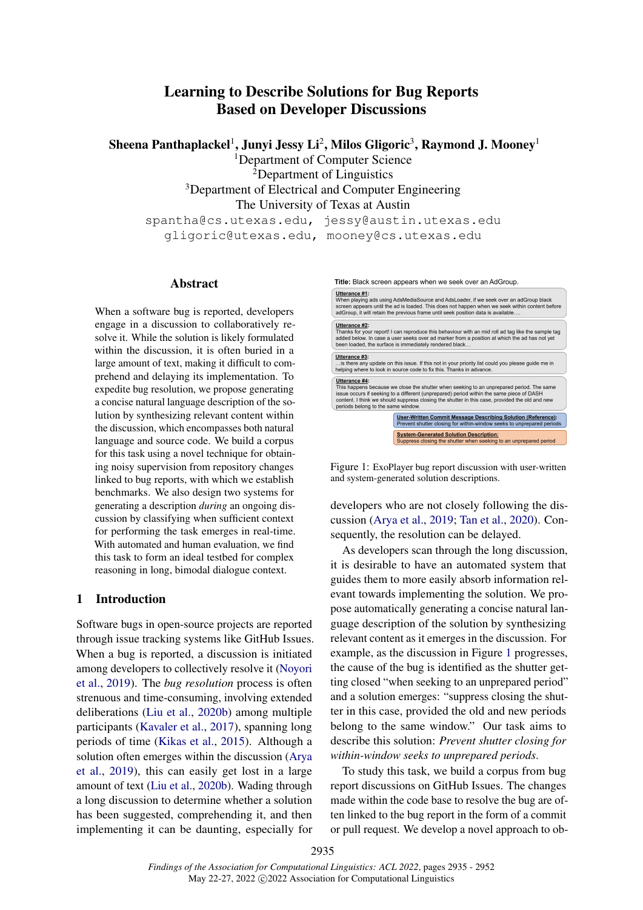# Learning to Describe Solutions for Bug Reports Based on Developer Discussions

**Sheena Panthaplackel[1], Junyi Jessy Li[2], Milos Gligoric[3], Raymond J. Mooney[1]**

[1]Department of Computer Science
[2]Department of Linguistics
[3]Department of Electrical and Computer Engineering
The University of Texas at Austin

spantha@cs.utexas.edu, jessy@austin.utexas.edu
gligoric@utexas.edu, mooney@cs.utexas.edu

## Abstract

When a software bug is reported, developers engage in a discussion to collaboratively resolve it. While the solution is likely formulated within the discussion, it is often buried in a large amount of text, making it difficult to comprehend and delaying its implementation. To expedite bug resolution, we propose generating a concise natural language description of the solution by synthesizing relevant content within the discussion, which encompasses both natural language and source code. We build a corpus for this task using a novel technique for obtaining noisy supervision from repository changes linked to bug reports, with which we establish benchmarks. We also design two systems for generating a description *during* an ongoing discussion by classifying when sufficient context for performing the task emerges in real-time. With automated and human evaluation, we find this task to form an ideal testbed for complex reasoning in long, bimodal dialogue context.

## 1 Introduction

Software bugs in open-source projects are reported through issue tracking systems like GitHub Issues. When a bug is reported, a discussion is initiated among developers to collectively resolve it (Noyori et al., 2019). The *bug resolution* process is often strenuous and time-consuming, involving extended deliberations (Liu et al., 2020b) among multiple participants (Kavaler et al., 2017), spanning long periods of time (Kikas et al., 2015). Although a solution often emerges within the discussion (Arya et al., 2019), this can easily get lost in a large amount of text (Liu et al., 2020b). Wading through a long discussion to determine whether a solution has been suggested, comprehending it, and then implementing it can be daunting, especially for developers who are not closely following the discussion (Arya et al., 2019; Tan et al., 2020). Consequently, the resolution can be delayed.

**Title:** Black screen appears when we seek over an AdGroup.

**Utterance #1:**
When playing ads using AdsMediaSource and AdsLoader, if we seek over an adGroup black screen appears until the ad is loaded. This does not happen when we seek within content before adGroup, it will retain the previous frame until seek position data is available....

**Utterance #2:**
Thanks for your report! I can reproduce this behaviour with an mid roll ad tag like the sample tag added below. In case a user seeks over ad marker from a position at which the ad has not yet been loaded, the surface is immediately rendered black...

**Utterance #3:**
...is there any update on this issue. If this not in your priority list could you please guide me in helping where to look in source code to fix this. Thanks in advance.

**Utterance #4:**
This happens because we close the shutter when seeking to an unprepared period. The same issue occurs if seeking to a different (unprepared) period within the same piece of DASH content. I think we should suppress closing the shutter in this case, provided the old and new periods belong to the same window.

**User-Written Commit Message Describing Solution (Reference):**
Prevent shutter closing for within-window seeks to unprepared periods

**System-Generated Solution Description:**
Suppress closing the shutter when seeking to an unprepared period

Figure 1: ExoPlayer bug report discussion with user-written and system-generated solution descriptions.

As developers scan through the long discussion, it is desirable to have an automated system that guides them to more easily absorb information relevant towards implementing the solution. We propose automatically generating a concise natural language description of the solution by synthesizing relevant content as it emerges in the discussion. For example, as the discussion in Figure 1 progresses, the cause of the bug is identified as the shutter getting closed "when seeking to an unprepared period" and a solution emerges: "suppress closing the shutter in this case, provided the old and new periods belong to the same window." Our task aims to describe this solution: *Prevent shutter closing for within-window seeks to unprepared periods*.

To study this task, we build a corpus from bug report discussions on GitHub Issues. The changes made within the code base to resolve the bug are often linked to the bug report in the form of a commit or pull request. We develop a novel approach to ob-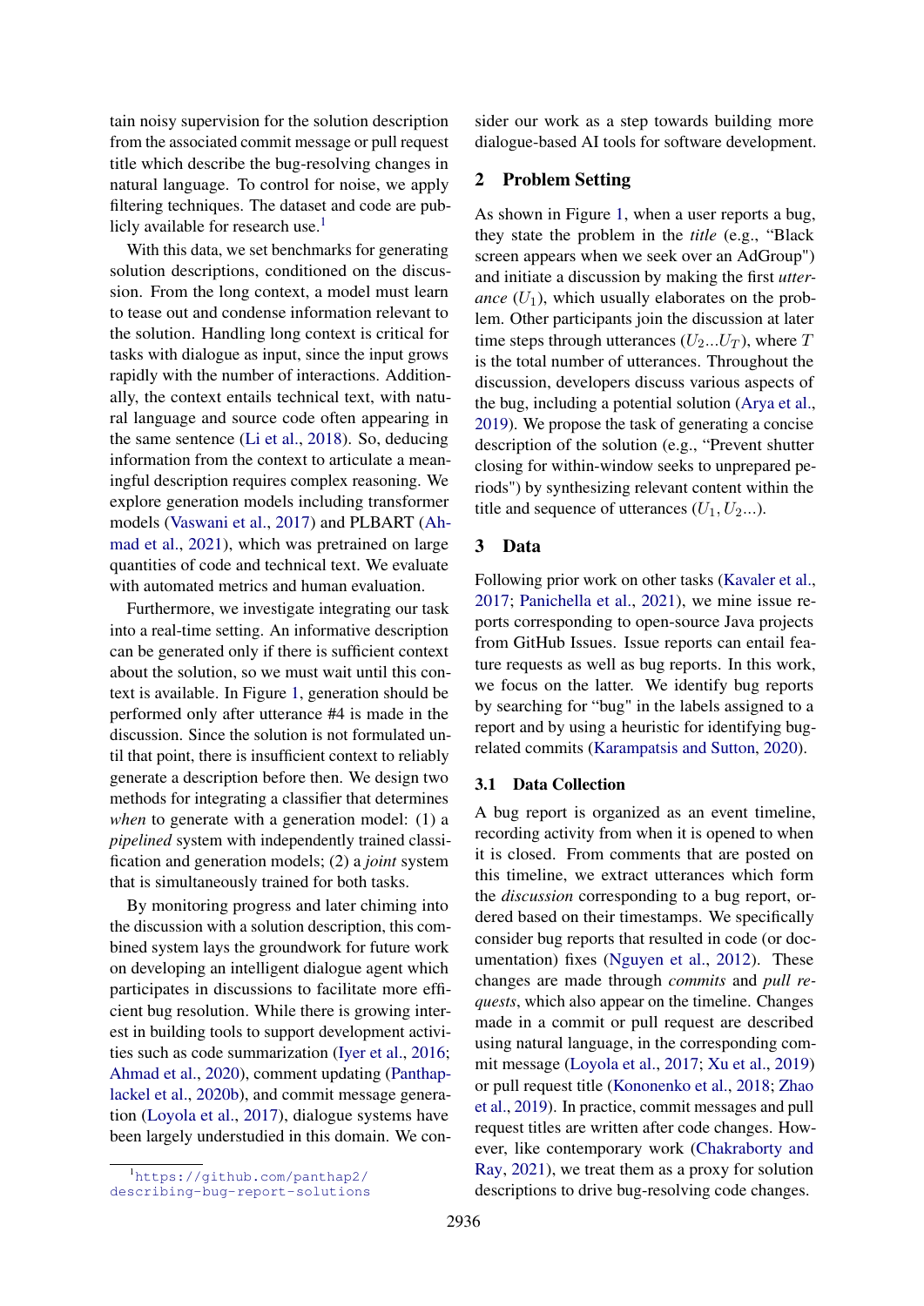tain noisy supervision for the solution description from the associated commit message or pull request title which describe the bug-resolving changes in natural language. To control for noise, we apply filtering techniques. The dataset and code are publicly available for research use.[1]

With this data, we set benchmarks for generating solution descriptions, conditioned on the discussion. From the long context, a model must learn to tease out and condense information relevant to the solution. Handling long context is critical for tasks with dialogue as input, since the input grows rapidly with the number of interactions. Additionally, the context entails technical text, with natural language and source code often appearing in the same sentence (Li et al., 2018). So, deducing information from the context to articulate a meaningful description requires complex reasoning. We explore generation models including transformer models (Vaswani et al., 2017) and PLBART (Ahmad et al., 2021), which was pretrained on large quantities of code and technical text. We evaluate with automated metrics and human evaluation.

Furthermore, we investigate integrating our task into a real-time setting. An informative description can be generated only if there is sufficient context about the solution, so we must wait until this context is available. In Figure 1, generation should be performed only after utterance #4 is made in the discussion. Since the solution is not formulated until that point, there is insufficient context to reliably generate a description before then. We design two methods for integrating a classifier that determines *when* to generate with a generation model: (1) a *pipelined* system with independently trained classification and generation models; (2) a *joint* system that is simultaneously trained for both tasks.

By monitoring progress and later chiming into the discussion with a solution description, this combined system lays the groundwork for future work on developing an intelligent dialogue agent which participates in discussions to facilitate more efficient bug resolution. While there is growing interest in building tools to support development activities such as code summarization (Iyer et al., 2016; Ahmad et al., 2020), comment updating (Panthaplackel et al., 2020b), and commit message generation (Loyola et al., 2017), dialogue systems have been largely understudied in this domain. We consider our work as a step towards building more dialogue-based AI tools for software development.

[1] https://github.com/panthap2/describing-bug-report-solutions

## 2 Problem Setting

As shown in Figure 1, when a user reports a bug, they state the problem in the *title* (e.g., "Black screen appears when we seek over an AdGroup") and initiate a discussion by making the first *utterance* ($U_1$), which usually elaborates on the problem. Other participants join the discussion at later time steps through utterances ($U_2 ... U_T$), where $T$ is the total number of utterances. Throughout the discussion, developers discuss various aspects of the bug, including a potential solution (Arya et al., 2019). We propose the task of generating a concise description of the solution (e.g., "Prevent shutter closing for within-window seeks to unprepared periods") by synthesizing relevant content within the title and sequence of utterances ($U_1, U_2 ...$).

## 3 Data

Following prior work on other tasks (Kavaler et al., 2017; Panichella et al., 2021), we mine issue reports corresponding to open-source Java projects from GitHub Issues. Issue reports can entail feature requests as well as bug reports. In this work, we focus on the latter. We identify bug reports by searching for "bug" in the labels assigned to a report and by using a heuristic for identifying bug-related commits (Karampatsis and Sutton, 2020).

### 3.1 Data Collection

A bug report is organized as an event timeline, recording activity from when it is opened to when it is closed. From comments that are posted on this timeline, we extract utterances which form the *discussion* corresponding to a bug report, ordered based on their timestamps. We specifically consider bug reports that resulted in code (or documentation) fixes (Nguyen et al., 2012). These changes are made through *commits* and *pull requests*, which also appear on the timeline. Changes made in a commit or pull request are described using natural language, in the corresponding commit message (Loyola et al., 2017; Xu et al., 2019) or pull request title (Kononenko et al., 2018; Zhao et al., 2019). In practice, commit messages and pull request titles are written after code changes. However, like contemporary work (Chakraborty and Ray, 2021), we treat them as a proxy for solution descriptions to drive bug-resolving code changes.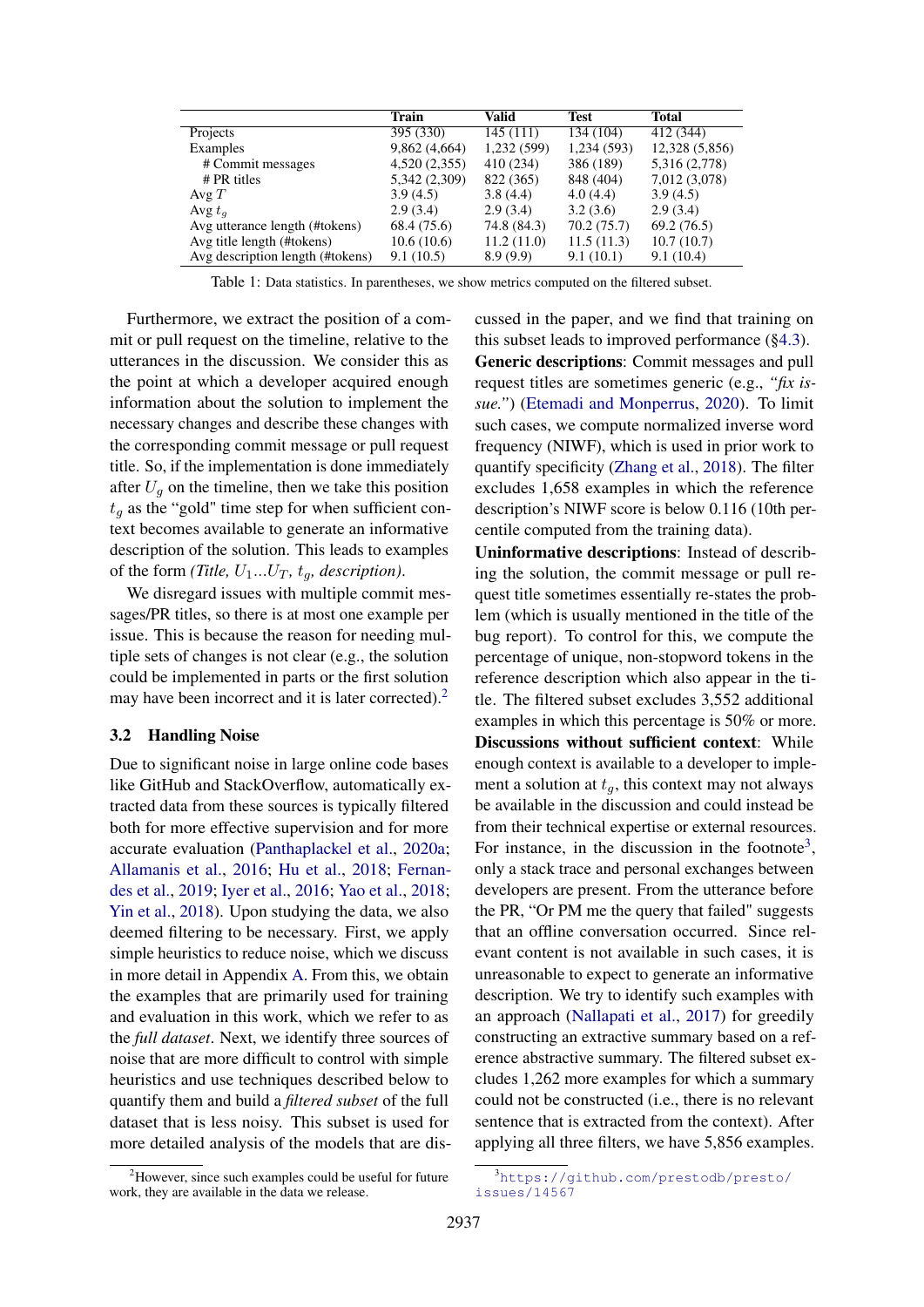| | Train | Valid | Test | Total |
|---|---|---|---|---|
| Projects | 395 (330) | 145 (111) | 134 (104) | 412 (344) |
| Examples | 9,862 (4,664) | 1,232 (599) | 1,234 (593) | 12,328 (5,856) |
| # Commit messages | 4,520 (2,355) | 410 (234) | 386 (189) | 5,316 (2,778) |
| # PR titles | 5,342 (2,309) | 822 (365) | 848 (404) | 7,012 (3,078) |
| Avg $T$ | 3.9 (4.5) | 3.8 (4.4) | 4.0 (4.4) | 3.9 (4.5) |
| Avg $t_g$ | 2.9 (3.4) | 2.9 (3.4) | 3.2 (3.6) | 2.9 (3.4) |
| Avg utterance length (#tokens) | 68.4 (75.6) | 74.8 (84.3) | 70.2 (75.7) | 69.2 (76.5) |
| Avg title length (#tokens) | 10.6 (10.6) | 11.2 (11.0) | 11.5 (11.3) | 10.7 (10.7) |
| Avg description length (#tokens) | 9.1 (10.5) | 8.9 (9.9) | 9.1 (10.1) | 9.1 (10.4) |

Table 1: Data statistics. In parentheses, we show metrics computed on the filtered subset.

Furthermore, we extract the position of a commit or pull request on the timeline, relative to the utterances in the discussion. We consider this as the point at which a developer acquired enough information about the solution to implement the necessary changes and describe these changes with the corresponding commit message or pull request title. So, if the implementation is done immediately after $U_g$ on the timeline, then we take this position $t_g$ as the "gold" time step for when sufficient context becomes available to generate an informative description of the solution. This leads to examples of the form *(Title,* $U_1 ... U_T$*,* $t_g$*, description)*.

We disregard issues with multiple commit messages/PR titles, so there is at most one example per issue. This is because the reason for needing multiple sets of changes is not clear (e.g., the solution could be implemented in parts or the first solution may have been incorrect and it is later corrected).[2]

### 3.2 Handling Noise

Due to significant noise in large online code bases like GitHub and StackOverflow, automatically extracted data from these sources is typically filtered both for more effective supervision and for more accurate evaluation (Panthaplackel et al., 2020a; Allamanis et al., 2016; Hu et al., 2018; Fernandes et al., 2019; Iyer et al., 2016; Yao et al., 2018; Yin et al., 2018). Upon studying the data, we also deemed filtering to be necessary. First, we apply simple heuristics to reduce noise, which we discuss in more detail in Appendix A. From this, we obtain the examples that are primarily used for training and evaluation in this work, which we refer to as the *full dataset*. Next, we identify three sources of noise that are more difficult to control with simple heuristics and use techniques described below to quantify them and build a *filtered subset* of the full dataset that is less noisy. This subset is used for more detailed analysis of the models that are discussed in the paper, and we find that training on this subset leads to improved performance (§4.3).

**Generic descriptions**: Commit messages and pull request titles are sometimes generic (e.g., *"fix issue."*) (Etemadi and Monperrus, 2020). To limit such cases, we compute normalized inverse word frequency (NIWF), which is used in prior work to quantify specificity (Zhang et al., 2018). The filter excludes 1,658 examples in which the reference description's NIWF score is below 0.116 (10th percentile computed from the training data).

**Uninformative descriptions**: Instead of describing the solution, the commit message or pull request title sometimes essentially re-states the problem (which is usually mentioned in the title of the bug report). To control for this, we compute the percentage of unique, non-stopword tokens in the reference description which also appear in the title. The filtered subset excludes 3,552 additional examples in which this percentage is 50% or more.

**Discussions without sufficient context**: While enough context is available to a developer to implement a solution at $t_g$, this context may not always be available in the discussion and could instead be from their technical expertise or external resources. For instance, in the discussion in the footnote[3], only a stack trace and personal exchanges between developers are present. From the utterance before the PR, "Or PM me the query that failed" suggests that an offline conversation occurred. Since relevant content is not available in such cases, it is unreasonable to expect to generate an informative description. We try to identify such examples with an approach (Nallapati et al., 2017) for greedily constructing an extractive summary based on a reference abstractive summary. The filtered subset excludes 1,262 more examples for which a summary could not be constructed (i.e., there is no relevant sentence that is extracted from the context). After applying all three filters, we have 5,856 examples.

[2] However, since such examples could be useful for future work, they are available in the data we release.

[3] https://github.com/prestodb/presto/issues/14567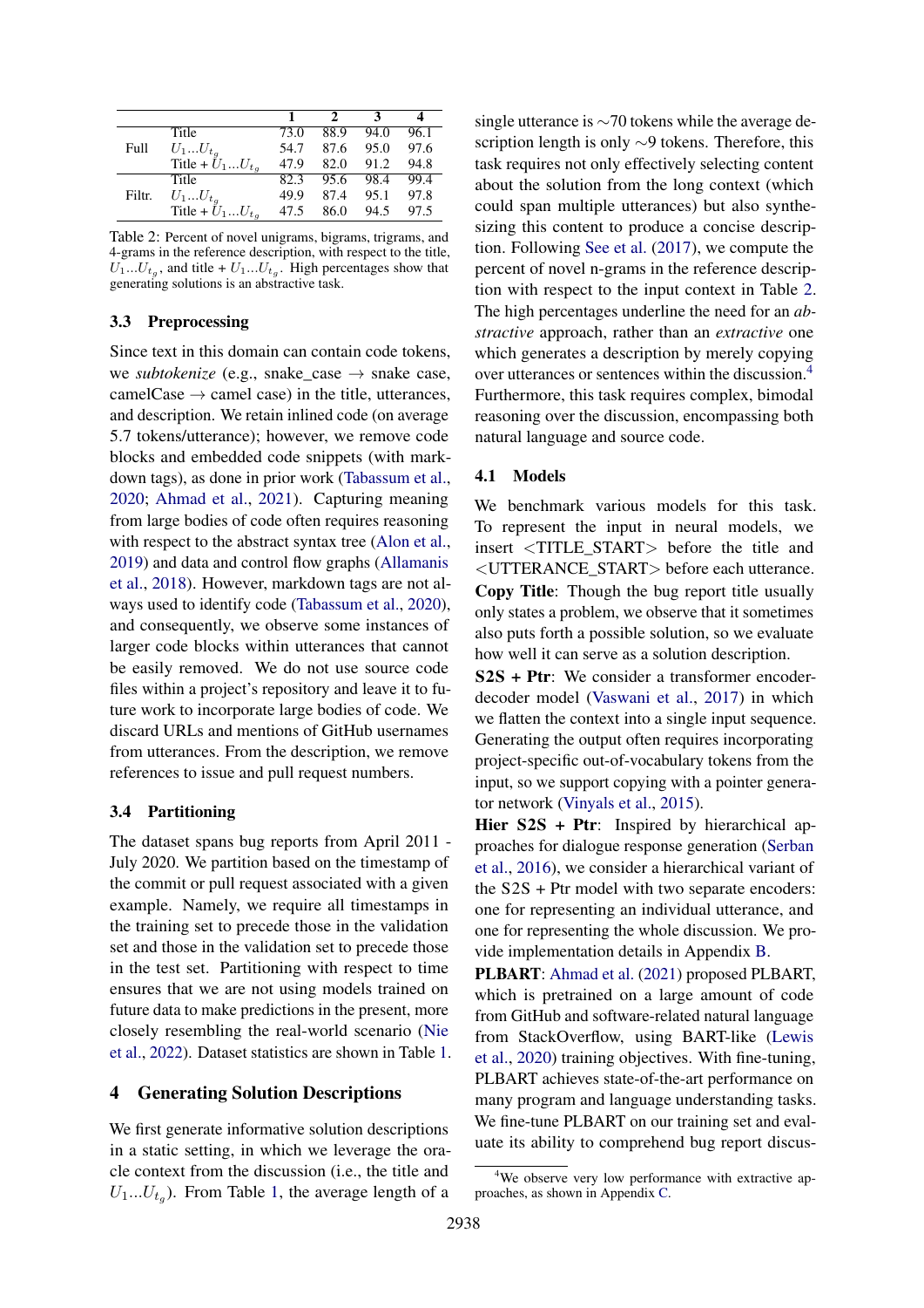| | | 1 | 2 | 3 | 4 |
|---|---|---|---|---|---|
| Full | Title | 73.0 | 88.9 | 94.0 | 96.1 |
| | $U_1 ... U_{t_g}$ | 54.7 | 87.6 | 95.0 | 97.6 |
| | Title + $U_1 ... U_{t_g}$ | 47.9 | 82.0 | 91.2 | 94.8 |
| Filtr. | Title | 82.3 | 95.6 | 98.4 | 99.4 |
| | $U_1 ... U_{t_g}$ | 49.9 | 87.4 | 95.1 | 97.8 |
| | Title + $U_1 ... U_{t_g}$ | 47.5 | 86.0 | 94.5 | 97.5 |

Table 2: Percent of novel unigrams, bigrams, trigrams, and 4-grams in the reference description, with respect to the title, $U_1 ... U_{t_g}$, and title + $U_1 ... U_{t_g}$. High percentages show that generating solutions is an abstractive task.

### 3.3 Preprocessing

Since text in this domain can contain code tokens, we *subtokenize* (e.g., snake_case → snake case, camelCase → camel case) in the title, utterances, and description. We retain inlined code (on average 5.7 tokens/utterance); however, we remove code blocks and embedded code snippets (with markdown tags), as done in prior work (Tabassum et al., 2020; Ahmad et al., 2021). Capturing meaning from large bodies of code often requires reasoning with respect to the abstract syntax tree (Alon et al., 2019) and data and control flow graphs (Allamanis et al., 2018). However, markdown tags are not always used to identify code (Tabassum et al., 2020), and consequently, we observe some instances of larger code blocks within utterances that cannot be easily removed. We do not use source code files within a project's repository and leave it to future work to incorporate large bodies of code. We discard URLs and mentions of GitHub usernames from utterances. From the description, we remove references to issue and pull request numbers.

### 3.4 Partitioning

The dataset spans bug reports from April 2011 - July 2020. We partition based on the timestamp of the commit or pull request associated with a given example. Namely, we require all timestamps in the training set to precede those in the validation set and those in the validation set to precede those in the test set. Partitioning with respect to time ensures that we are not using models trained on future data to make predictions in the present, more closely resembling the real-world scenario (Nie et al., 2022). Dataset statistics are shown in Table 1.

## 4 Generating Solution Descriptions

We first generate informative solution descriptions in a static setting, in which we leverage the oracle context from the discussion (i.e., the title and $U_1 ... U_{t_g}$). From Table 1, the average length of a single utterance is ∼70 tokens while the average description length is only ∼9 tokens. Therefore, this task requires not only effectively selecting content about the solution from the long context (which could span multiple utterances) but also synthesizing this content to produce a concise description. Following See et al. (2017), we compute the percent of novel n-grams in the reference description with respect to the input context in Table 2. The high percentages underline the need for an *abstractive* approach, rather than an *extractive* one which generates a description by merely copying over utterances or sentences within the discussion.[4] Furthermore, this task requires complex, bimodal reasoning over the discussion, encompassing both natural language and source code.

### 4.1 Models

We benchmark various models for this task. To represent the input in neural models, we insert <TITLE_START> before the title and <UTTERANCE_START> before each utterance.

**Copy Title**: Though the bug report title usually only states a problem, we observe that it sometimes also puts forth a possible solution, so we evaluate how well it can serve as a solution description.

**S2S + Ptr**: We consider a transformer encoder-decoder model (Vaswani et al., 2017) in which we flatten the context into a single input sequence. Generating the output often requires incorporating project-specific out-of-vocabulary tokens from the input, so we support copying with a pointer generator network (Vinyals et al., 2015).

**Hier S2S + Ptr**: Inspired by hierarchical approaches for dialogue response generation (Serban et al., 2016), we consider a hierarchical variant of the S2S + Ptr model with two separate encoders: one for representing an individual utterance, and one for representing the whole discussion. We provide implementation details in Appendix B.

**PLBART**: Ahmad et al. (2021) proposed PLBART, which is pretrained on a large amount of code from GitHub and software-related natural language from StackOverflow, using BART-like (Lewis et al., 2020) training objectives. With fine-tuning, PLBART achieves state-of-the-art performance on many program and language understanding tasks. We fine-tune PLBART on our training set and evaluate its ability to comprehend bug report discus-

[4] We observe very low performance with extractive approaches, as shown in Appendix C.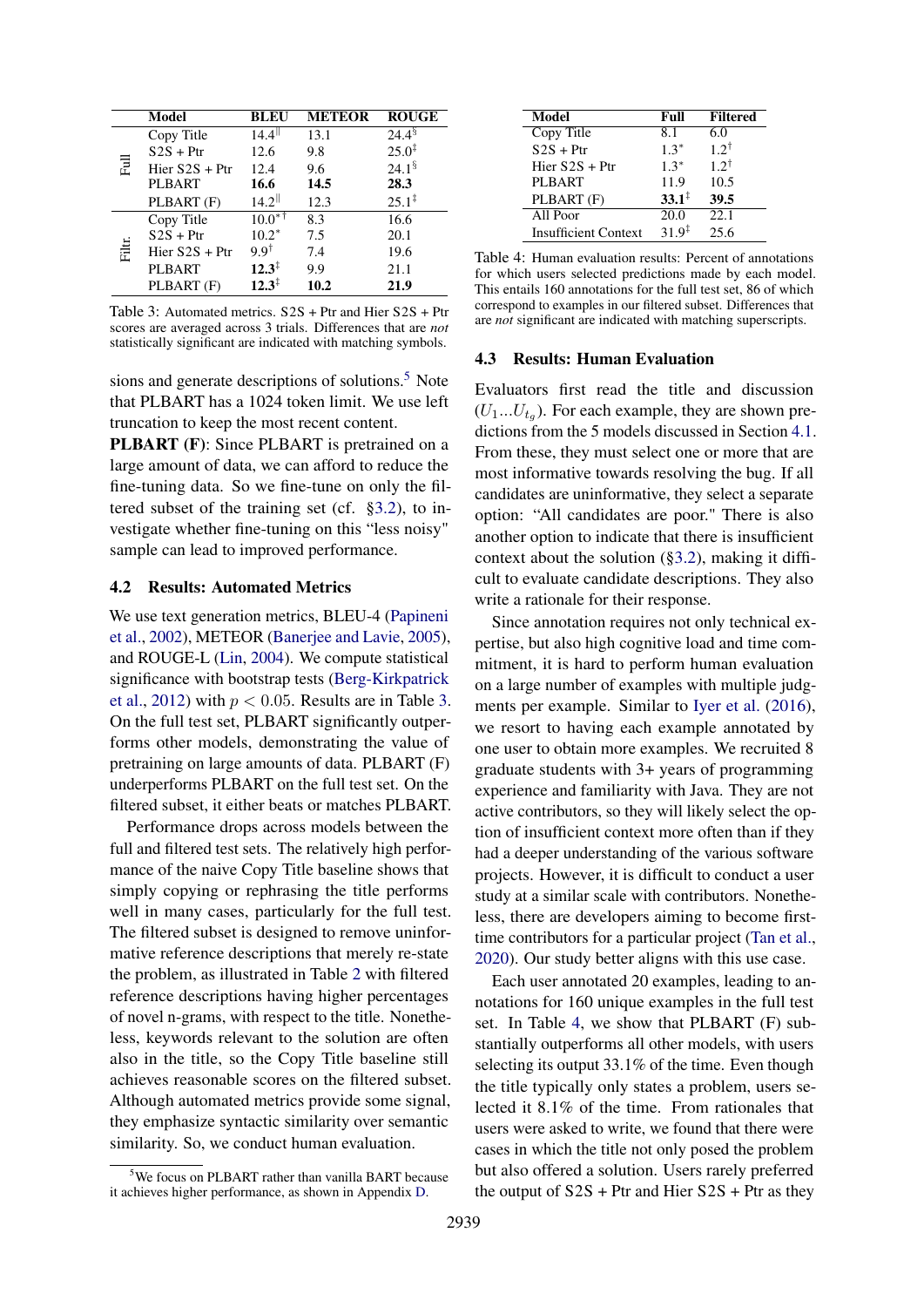| | Model | BLEU | METEOR | ROUGE |
|---|---|---|---|---|
| Full | Copy Title | 14.4[‖] | 13.1 | 24.4[§] |
| | S2S + Ptr | 12.6 | 9.8 | 25.0[‡] |
| | Hier S2S + Ptr | 12.4 | 9.6 | 24.1[§] |
| | PLBART | **16.6** | **14.5** | **28.3** |
| | PLBART (F) | 14.2[‖] | 12.3 | 25.1[‡] |
| Filtr. | Copy Title | 10.0[*†] | 8.3 | 16.6 |
| | S2S + Ptr | 10.2[*] | 7.5 | 20.1 |
| | Hier S2S + Ptr | 9.9[†] | 7.4 | 19.6 |
| | PLBART | **12.3**[‡] | 9.9 | 21.1 |
| | PLBART (F) | **12.3**[‡] | **10.2** | **21.9** |

Table 3: Automated metrics. S2S + Ptr and Hier S2S + Ptr scores are averaged across 3 trials. Differences that are *not* statistically significant are indicated with matching symbols.

| Model | Full | Filtered |
|---|---|---|
| Copy Title | 8.1 | 6.0 |
| S2S + Ptr | 1.3[*] | 1.2[†] |
| Hier S2S + Ptr | 1.3[*] | 1.2[†] |
| PLBART | 11.9 | 10.5 |
| PLBART (F) | **33.1**[‡] | **39.5** |
| All Poor | 20.0 | 22.1 |
| Insufficient Context | 31.9[‡] | 25.6 |

Table 4: Human evaluation results: Percent of annotations for which users selected predictions made by each model. This entails 160 annotations for the full test set, 86 of which correspond to examples in our filtered subset. Differences that are *not* significant are indicated with matching superscripts.

sions and generate descriptions of solutions.[5] Note that PLBART has a 1024 token limit. We use left truncation to keep the most recent content.

**PLBART (F)**: Since PLBART is pretrained on a large amount of data, we can afford to reduce the fine-tuning data. So we fine-tune on only the filtered subset of the training set (cf. §3.2), to investigate whether fine-tuning on this "less noisy" sample can lead to improved performance.

### 4.2 Results: Automated Metrics

We use text generation metrics, BLEU-4 (Papineni et al., 2002), METEOR (Banerjee and Lavie, 2005), and ROUGE-L (Lin, 2004). We compute statistical significance with bootstrap tests (Berg-Kirkpatrick et al., 2012) with $p < 0.05$. Results are in Table 3. On the full test set, PLBART significantly outperforms other models, demonstrating the value of pretraining on large amounts of data. PLBART (F) underperforms PLBART on the full test set. On the filtered subset, it either beats or matches PLBART.

Performance drops across models between the full and filtered test sets. The relatively high performance of the naive Copy Title baseline shows that simply copying or rephrasing the title performs well in many cases, particularly for the full test. The filtered subset is designed to remove uninformative reference descriptions that merely re-state the problem, as illustrated in Table 2 with filtered reference descriptions having higher percentages of novel n-grams, with respect to the title. Nonetheless, keywords relevant to the solution are often also in the title, so the Copy Title baseline still achieves reasonable scores on the filtered subset. Although automated metrics provide some signal, they emphasize syntactic similarity over semantic similarity. So, we conduct human evaluation.

### 4.3 Results: Human Evaluation

Evaluators first read the title and discussion ($U_1 ... U_{t_g}$). For each example, they are shown predictions from the 5 models discussed in Section 4.1. From these, they must select one or more that are most informative towards resolving the bug. If all candidates are uninformative, they select a separate option: "All candidates are poor." There is also another option to indicate that there is insufficient context about the solution (§3.2), making it difficult to evaluate candidate descriptions. They also write a rationale for their response.

Since annotation requires not only technical expertise, but also high cognitive load and time commitment, it is hard to perform human evaluation on a large number of examples with multiple judgments per example. Similar to Iyer et al. (2016), we resort to having each example annotated by one user to obtain more examples. We recruited 8 graduate students with 3+ years of programming experience and familiarity with Java. They are not active contributors, so they will likely select the option of insufficient context more often than if they had a deeper understanding of the various software projects. However, it is difficult to conduct a user study at a similar scale with contributors. Nonetheless, there are developers aiming to become first-time contributors for a particular project (Tan et al., 2020). Our study better aligns with this use case.

Each user annotated 20 examples, leading to annotations for 160 unique examples in the full test set. In Table 4, we show that PLBART (F) substantially outperforms all other models, with users selecting its output 33.1% of the time. Even though the title typically only states a problem, users selected it 8.1% of the time. From rationales that users were asked to write, we found that there were cases in which the title not only posed the problem but also offered a solution. Users rarely preferred the output of S2S + Ptr and Hier S2S + Ptr as they

[5] We focus on PLBART rather than vanilla BART because it achieves higher performance, as shown in Appendix D.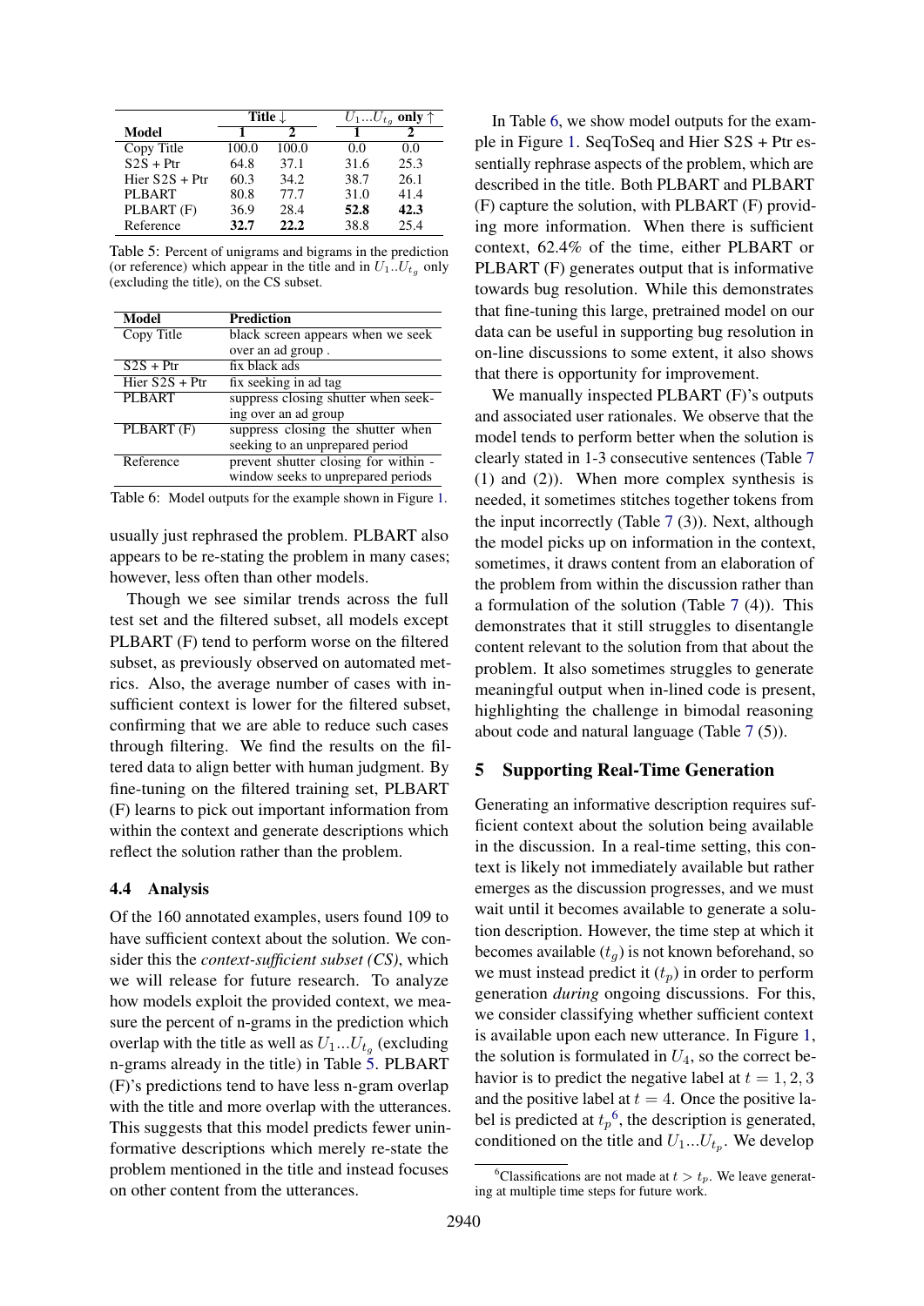| Model | Title ↓ | | $U_1...U_{t_g}$ only ↑ | |
|---|---|---|---|---|
| | 1 | 2 | 1 | 2 |
| Copy Title | 100.0 | 100.0 | 0.0 | 0.0 |
| S2S + Ptr | 64.8 | 37.1 | 31.6 | 25.3 |
| Hier S2S + Ptr | 60.3 | 34.2 | 38.7 | 26.1 |
| PLBART | 80.8 | 77.7 | 31.0 | 41.4 |
| PLBART (F) | 36.9 | 28.4 | **52.8** | **42.3** |
| Reference | **32.7** | **22.2** | 38.8 | 25.4 |

Table 5: Percent of unigrams and bigrams in the prediction (or reference) which appear in the title and in $U_1..U_{t_g}$ only (excluding the title), on the CS subset.

| Model | Prediction |
|---|---|
| Copy Title | black screen appears when we seek over an ad group . |
| S2S + Ptr | fix black ads |
| Hier S2S + Ptr | fix seeking in ad tag |
| PLBART | suppress closing shutter when seeking over an ad group |
| PLBART (F) | suppress closing the shutter when seeking to an unprepared period |
| Reference | prevent shutter closing for within - window seeks to unprepared periods |

Table 6: Model outputs for the example shown in Figure 1.

usually just rephrased the problem. PLBART also appears to be re-stating the problem in many cases; however, less often than other models.

Though we see similar trends across the full test set and the filtered subset, all models except PLBART (F) tend to perform worse on the filtered subset, as previously observed on automated metrics. Also, the average number of cases with insufficient context is lower for the filtered subset, confirming that we are able to reduce such cases through filtering. We find the results on the filtered data to align better with human judgment. By fine-tuning on the filtered training set, PLBART (F) learns to pick out important information from within the context and generate descriptions which reflect the solution rather than the problem.

### 4.4 Analysis

Of the 160 annotated examples, users found 109 to have sufficient context about the solution. We consider this the *context-sufficient subset (CS)*, which we will release for future research. To analyze how models exploit the provided context, we measure the percent of n-grams in the prediction which overlap with the title as well as $U_1...U_{t_g}$ (excluding n-grams already in the title) in Table 5. PLBART (F)'s predictions tend to have less n-gram overlap with the title and more overlap with the utterances. This suggests that this model predicts fewer uninformative descriptions which merely re-state the problem mentioned in the title and instead focuses on other content from the utterances.

In Table 6, we show model outputs for the example in Figure 1. SeqToSeq and Hier S2S + Ptr essentially rephrase aspects of the problem, which are described in the title. Both PLBART and PLBART (F) capture the solution, with PLBART (F) providing more information. When there is sufficient context, 62.4% of the time, either PLBART or PLBART (F) generates output that is informative towards bug resolution. While this demonstrates that fine-tuning this large, pretrained model on our data can be useful in supporting bug resolution in on-line discussions to some extent, it also shows that there is opportunity for improvement.

We manually inspected PLBART (F)'s outputs and associated user rationales. We observe that the model tends to perform better when the solution is clearly stated in 1-3 consecutive sentences (Table 7 (1) and (2)). When more complex synthesis is needed, it sometimes stitches together tokens from the input incorrectly (Table 7 (3)). Next, although the model picks up on information in the context, sometimes, it draws content from an elaboration of the problem from within the discussion rather than a formulation of the solution (Table 7 (4)). This demonstrates that it still struggles to disentangle content relevant to the solution from that about the problem. It also sometimes struggles to generate meaningful output when in-lined code is present, highlighting the challenge in bimodal reasoning about code and natural language (Table 7 (5)).

## 5 Supporting Real-Time Generation

Generating an informative description requires sufficient context about the solution being available in the discussion. In a real-time setting, this context is likely not immediately available but rather emerges as the discussion progresses, and we must wait until it becomes available to generate a solution description. However, the time step at which it becomes available ($t_g$) is not known beforehand, so we must instead predict it ($t_p$) in order to perform generation *during* ongoing discussions. For this, we consider classifying whether sufficient context is available upon each new utterance. In Figure 1, the solution is formulated in $U_4$, so the correct behavior is to predict the negative label at $t = 1, 2, 3$ and the positive label at $t = 4$. Once the positive label is predicted at $t_p$[6], the description is generated, conditioned on the title and $U_1...U_{t_p}$. We develop

[6]Classifications are not made at $t > t_p$. We leave generating at multiple time steps for future work.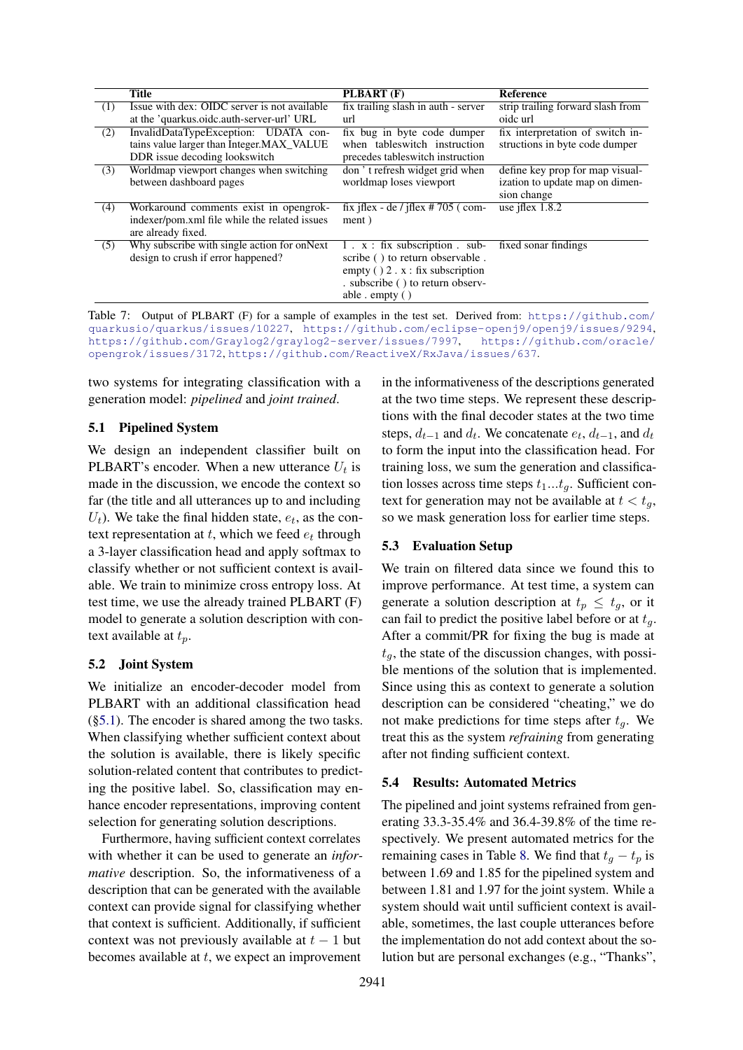| | Title | PLBART (F) | Reference |
|---|---|---|---|
| (1) | Issue with dex: OIDC server is not available at the 'quarkus.oidc.auth-server-url' URL | fix trailing slash in auth - server url | strip trailing forward slash from oidc url |
| (2) | InvalidDataTypeException: UDATA contains value larger than Integer.MAX_VALUE DDR issue decoding lookswitch | fix bug in byte code dumper when tableswitch instruction precedes tableswitch instruction | fix interpretation of switch instructions in byte code dumper |
| (3) | Worldmap viewport changes when switching between dashboard pages | don ' t refresh widget grid when worldmap loses viewport | define key prop for map visualization to update map on dimension change |
| (4) | Workaround comments exist in opengrok-indexer/pom.xml file while the related issues are already fixed. | fix jflex - de / jflex # 705 ( comment ) | use jflex 1.8.2 |
| (5) | Why subscribe with single action for onNext design to crush if error happened? | 1 . x : fix subscription . subscribe ( ) to return observable . empty ( ) 2 . x : fix subscription . subscribe ( ) to return observable . empty ( ) | fixed sonar findings |

Table 7: Output of PLBART (F) for a sample of examples in the test set. Derived from: https://github.com/quarkusio/quarkus/issues/10227, https://github.com/eclipse-openj9/openj9/issues/9294, https://github.com/Graylog2/graylog2-server/issues/7997, https://github.com/oracle/opengrok/issues/3172, https://github.com/ReactiveX/RxJava/issues/637.

two systems for integrating classification with a generation model: *pipelined* and *joint trained*.

### 5.1 Pipelined System

We design an independent classifier built on PLBART's encoder. When a new utterance $U_t$ is made in the discussion, we encode the context so far (the title and all utterances up to and including $U_t$). We take the final hidden state, $e_t$, as the context representation at $t$, which we feed $e_t$ through a 3-layer classification head and apply softmax to classify whether or not sufficient context is available. We train to minimize cross entropy loss. At test time, we use the already trained PLBART (F) model to generate a solution description with context available at $t_p$.

### 5.2 Joint System

We initialize an encoder-decoder model from PLBART with an additional classification head (§5.1). The encoder is shared among the two tasks. When classifying whether sufficient context about the solution is available, there is likely specific solution-related content that contributes to predicting the positive label. So, classification may enhance encoder representations, improving content selection for generating solution descriptions.

Furthermore, having sufficient context correlates with whether it can be used to generate an *informative* description. So, the informativeness of a description that can be generated with the available context can provide signal for classifying whether that context is sufficient. Additionally, if sufficient context was not previously available at $t-1$ but becomes available at $t$, we expect an improvement in the informativeness of the descriptions generated at the two time steps. We represent these descriptions with the final decoder states at the two time steps, $d_{t-1}$ and $d_t$. We concatenate $e_t$, $d_{t-1}$, and $d_t$ to form the input into the classification head. For training loss, we sum the generation and classification losses across time steps $t_1...t_g$. Sufficient context for generation may not be available at $t < t_g$, so we mask generation loss for earlier time steps.

### 5.3 Evaluation Setup

We train on filtered data since we found this to improve performance. At test time, a system can generate a solution description at $t_p \leq t_g$, or it can fail to predict the positive label before or at $t_g$. After a commit/PR for fixing the bug is made at $t_g$, the state of the discussion changes, with possible mentions of the solution that is implemented. Since using this as context to generate a solution description can be considered "cheating," we do not make predictions for time steps after $t_g$. We treat this as the system *refraining* from generating after not finding sufficient context.

### 5.4 Results: Automated Metrics

The pipelined and joint systems refrained from generating 33.3-35.4% and 36.4-39.8% of the time respectively. We present automated metrics for the remaining cases in Table 8. We find that $t_g - t_p$ is between 1.69 and 1.85 for the pipelined system and between 1.81 and 1.97 for the joint system. While a system should wait until sufficient context is available, sometimes, the last couple utterances before the implementation do not add context about the solution but are personal exchanges (e.g., "Thanks",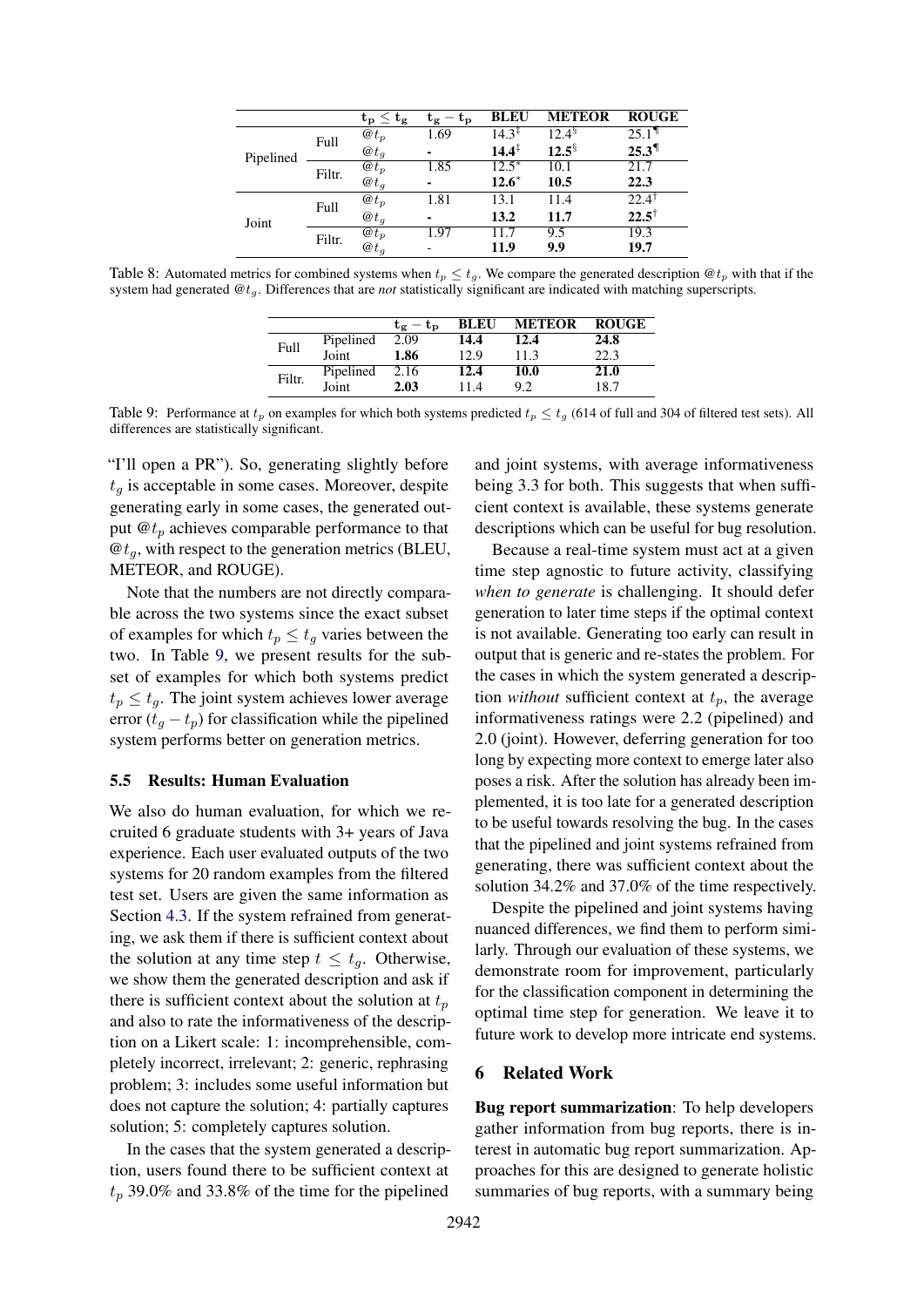|  |  | $\mathbf{t_p \leq t_g}$ | $\mathbf{t_g - t_p}$ | BLEU | METEOR | ROUGE |
|---|---|---|---|---|---|---|
| Pipelined | Full | $@t_p$ | 1.69 | 14.3[‡] | 12.4[§] | 25.1[¶] |
|  |  | $@t_g$ | - | **14.4**[‡] | **12.5**[§] | **25.3**[¶] |
|  | Filtr. | $@t_p$ | 1.85 | 12.5[*] | 10.1 | 21.7 |
|  |  | $@t_g$ | - | **12.6**[*] | **10.5** | **22.3** |
| Joint | Full | $@t_p$ | 1.81 | 13.1 | 11.4 | 22.4[†] |
|  |  | $@t_g$ | - | **13.2** | **11.7** | **22.5**[†] |
|  | Filtr. | $@t_p$ | 1.97 | 11.7 | 9.5 | 19.3 |
|  |  | $@t_g$ | - | **11.9** | **9.9** | **19.7** |

Table 8: Automated metrics for combined systems when $t_p \leq t_g$. We compare the generated description $@t_p$ with that if the system had generated $@t_g$. Differences that are *not* statistically significant are indicated with matching superscripts.

|  |  | $\mathbf{t_g - t_p}$ | BLEU | METEOR | ROUGE |
|---|---|---|---|---|---|
| Full | Pipelined | 2.09 | **14.4** | **12.4** | **24.8** |
|  | Joint | **1.86** | 12.9 | 11.3 | 22.3 |
| Filtr. | Pipelined | 2.16 | **12.4** | **10.0** | **21.0** |
|  | Joint | **2.03** | 11.4 | 9.2 | 18.7 |

Table 9: Performance at $t_p$ on examples for which both systems predicted $t_p \leq t_g$ (614 of full and 304 of filtered test sets). All differences are statistically significant.

"I'll open a PR"). So, generating slightly before $t_g$ is acceptable in some cases. Moreover, despite generating early in some cases, the generated output $@t_p$ achieves comparable performance to that $@t_g$, with respect to the generation metrics (BLEU, METEOR, and ROUGE).

Note that the numbers are not directly comparable across the two systems since the exact subset of examples for which $t_p \leq t_g$ varies between the two. In Table 9, we present results for the subset of examples for which both systems predict $t_p \leq t_g$. The joint system achieves lower average error ($t_g - t_p$) for classification while the pipelined system performs better on generation metrics.

### 5.5 Results: Human Evaluation

We also do human evaluation, for which we recruited 6 graduate students with 3+ years of Java experience. Each user evaluated outputs of the two systems for 20 random examples from the filtered test set. Users are given the same information as Section 4.3. If the system refrained from generating, we ask them if there is sufficient context about the solution at any time step $t \leq t_g$. Otherwise, we show them the generated description and ask if there is sufficient context about the solution at $t_p$ and also to rate the informativeness of the description on a Likert scale: 1: incomprehensible, completely incorrect, irrelevant; 2: generic, rephrasing problem; 3: includes some useful information but does not capture the solution; 4: partially captures solution; 5: completely captures solution.

In the cases that the system generated a description, users found there to be sufficient context at $t_p$ 39.0% and 33.8% of the time for the pipelined and joint systems, with average informativeness being 3.3 for both. This suggests that when sufficient context is available, these systems generate descriptions which can be useful for bug resolution.

Because a real-time system must act at a given time step agnostic to future activity, classifying *when to generate* is challenging. It should defer generation to later time steps if the optimal context is not available. Generating too early can result in output that is generic and re-states the problem. For the cases in which the system generated a description *without* sufficient context at $t_p$, the average informativeness ratings were 2.2 (pipelined) and 2.0 (joint). However, deferring generation for too long by expecting more context to emerge later also poses a risk. After the solution has already been implemented, it is too late for a generated description to be useful towards resolving the bug. In the cases that the pipelined and joint systems refrained from generating, there was sufficient context about the solution 34.2% and 37.0% of the time respectively.

Despite the pipelined and joint systems having nuanced differences, we find them to perform similarly. Through our evaluation of these systems, we demonstrate room for improvement, particularly for the classification component in determining the optimal time step for generation. We leave it to future work to develop more intricate end systems.

## 6 Related Work

**Bug report summarization**: To help developers gather information from bug reports, there is interest in automatic bug report summarization. Approaches for this are designed to generate holistic summaries of bug reports, with a summary being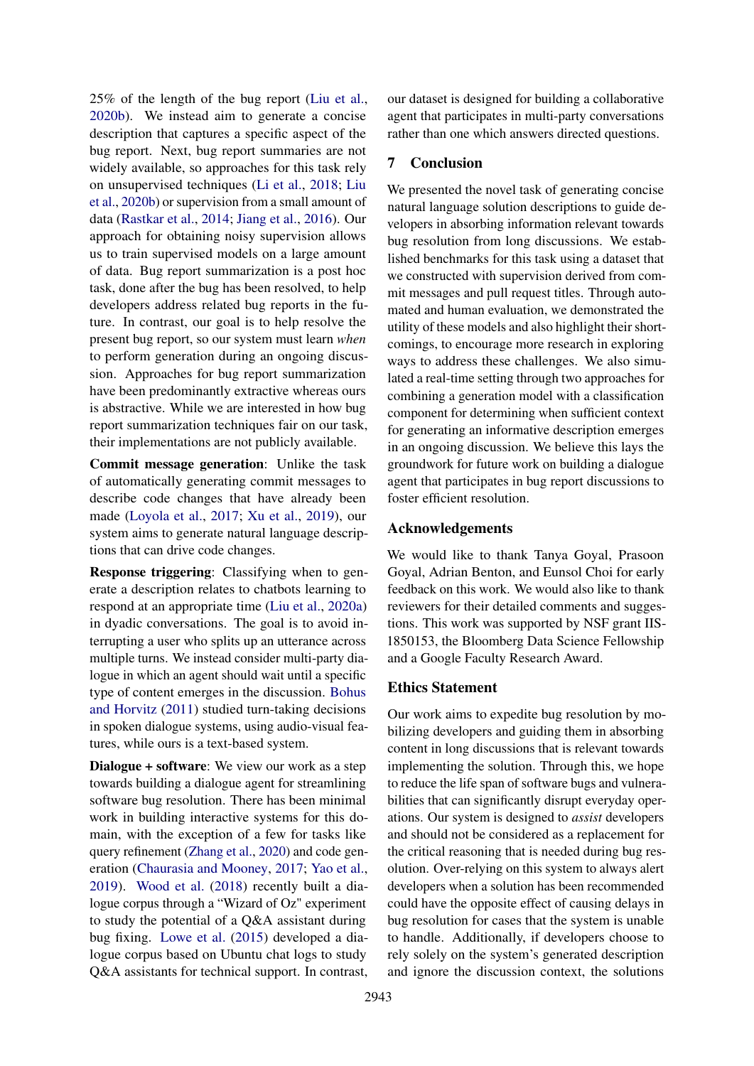25% of the length of the bug report (Liu et al., 2020b). We instead aim to generate a concise description that captures a specific aspect of the bug report. Next, bug report summaries are not widely available, so approaches for this task rely on unsupervised techniques (Li et al., 2018; Liu et al., 2020b) or supervision from a small amount of data (Rastkar et al., 2014; Jiang et al., 2016). Our approach for obtaining noisy supervision allows us to train supervised models on a large amount of data. Bug report summarization is a post hoc task, done after the bug has been resolved, to help developers address related bug reports in the future. In contrast, our goal is to help resolve the present bug report, so our system must learn *when* to perform generation during an ongoing discussion. Approaches for bug report summarization have been predominantly extractive whereas ours is abstractive. While we are interested in how bug report summarization techniques fair on our task, their implementations are not publicly available.

**Commit message generation**: Unlike the task of automatically generating commit messages to describe code changes that have already been made (Loyola et al., 2017; Xu et al., 2019), our system aims to generate natural language descriptions that can drive code changes.

**Response triggering**: Classifying when to generate a description relates to chatbots learning to respond at an appropriate time (Liu et al., 2020a) in dyadic conversations. The goal is to avoid interrupting a user who splits up an utterance across multiple turns. We instead consider multi-party dialogue in which an agent should wait until a specific type of content emerges in the discussion. Bohus and Horvitz (2011) studied turn-taking decisions in spoken dialogue systems, using audio-visual features, while ours is a text-based system.

**Dialogue + software**: We view our work as a step towards building a dialogue agent for streamlining software bug resolution. There has been minimal work in building interactive systems for this domain, with the exception of a few for tasks like query refinement (Zhang et al., 2020) and code generation (Chaurasia and Mooney, 2017; Yao et al., 2019). Wood et al. (2018) recently built a dialogue corpus through a "Wizard of Oz" experiment to study the potential of a Q&A assistant during bug fixing. Lowe et al. (2015) developed a dialogue corpus based on Ubuntu chat logs to study Q&A assistants for technical support. In contrast, our dataset is designed for building a collaborative agent that participates in multi-party conversations rather than one which answers directed questions.

## 7 Conclusion

We presented the novel task of generating concise natural language solution descriptions to guide developers in absorbing information relevant towards bug resolution from long discussions. We established benchmarks for this task using a dataset that we constructed with supervision derived from commit messages and pull request titles. Through automated and human evaluation, we demonstrated the utility of these models and also highlight their shortcomings, to encourage more research in exploring ways to address these challenges. We also simulated a real-time setting through two approaches for combining a generation model with a classification component for determining when sufficient context for generating an informative description emerges in an ongoing discussion. We believe this lays the groundwork for future work on building a dialogue agent that participates in bug report discussions to foster efficient resolution.

## Acknowledgements

We would like to thank Tanya Goyal, Prasoon Goyal, Adrian Benton, and Eunsol Choi for early feedback on this work. We would also like to thank reviewers for their detailed comments and suggestions. This work was supported by NSF grant IIS-1850153, the Bloomberg Data Science Fellowship and a Google Faculty Research Award.

## Ethics Statement

Our work aims to expedite bug resolution by mobilizing developers and guiding them in absorbing content in long discussions that is relevant towards implementing the solution. Through this, we hope to reduce the life span of software bugs and vulnerabilities that can significantly disrupt everyday operations. Our system is designed to *assist* developers and should not be considered as a replacement for the critical reasoning that is needed during bug resolution. Over-relying on this system to always alert developers when a solution has been recommended could have the opposite effect of causing delays in bug resolution for cases that the system is unable to handle. Additionally, if developers choose to rely solely on the system's generated description and ignore the discussion context, the solutions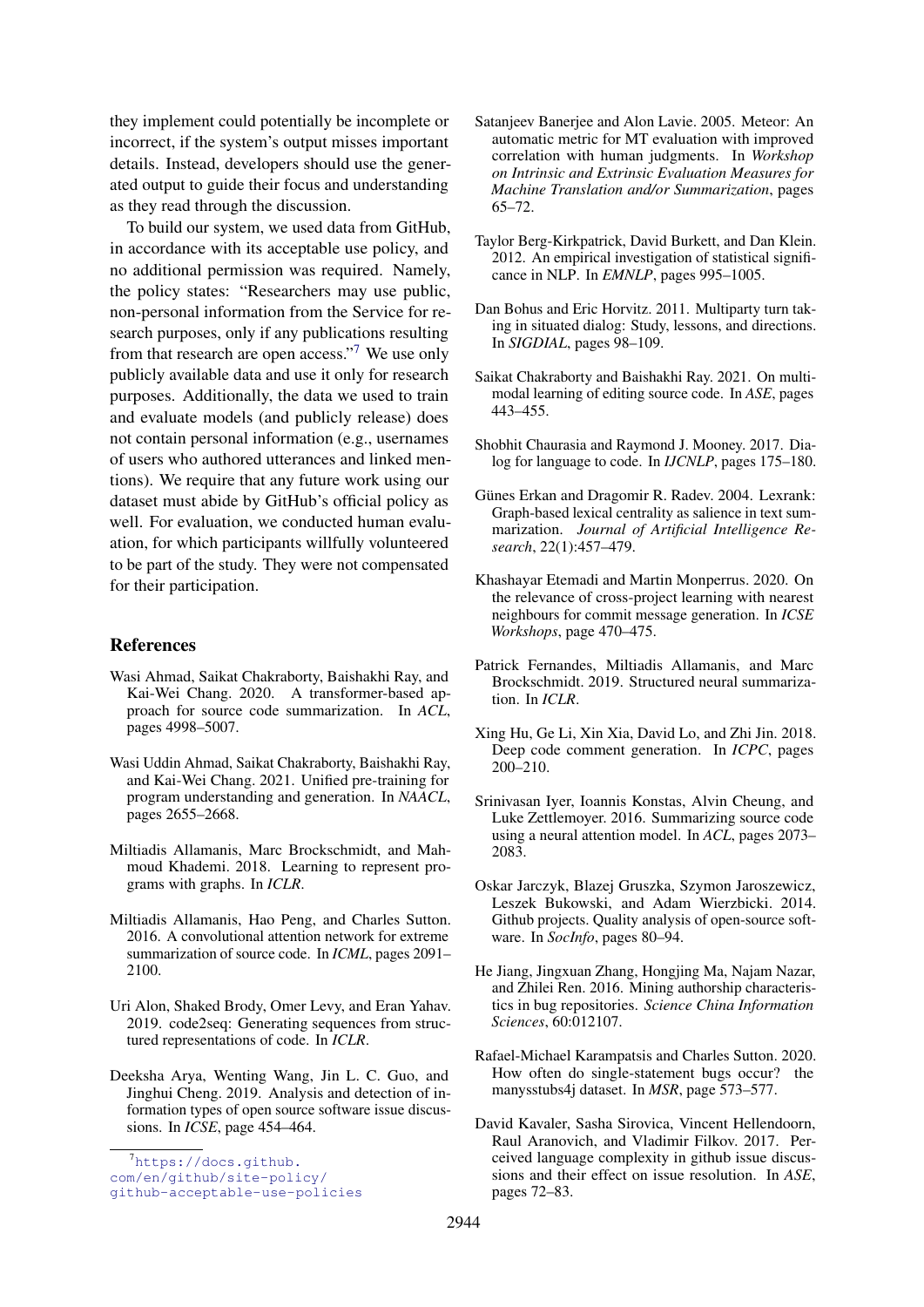they implement could potentially be incomplete or incorrect, if the system's output misses important details. Instead, developers should use the generated output to guide their focus and understanding as they read through the discussion.

To build our system, we used data from GitHub, in accordance with its acceptable use policy, and no additional permission was required. Namely, the policy states: "Researchers may use public, non-personal information from the Service for research purposes, only if any publications resulting from that research are open access."[7] We use only publicly available data and use it only for research purposes. Additionally, the data we used to train and evaluate models (and publicly release) does not contain personal information (e.g., usernames of users who authored utterances and linked mentions). We require that any future work using our dataset must abide by GitHub's official policy as well. For evaluation, we conducted human evaluation, for which participants willfully volunteered to be part of the study. They were not compensated for their participation.

## References

Wasi Ahmad, Saikat Chakraborty, Baishakhi Ray, and Kai-Wei Chang. 2020. A transformer-based approach for source code summarization. In *ACL*, pages 4998–5007.

Wasi Uddin Ahmad, Saikat Chakraborty, Baishakhi Ray, and Kai-Wei Chang. 2021. Unified pre-training for program understanding and generation. In *NAACL*, pages 2655–2668.

Miltiadis Allamanis, Marc Brockschmidt, and Mahmoud Khademi. 2018. Learning to represent programs with graphs. In *ICLR*.

Miltiadis Allamanis, Hao Peng, and Charles Sutton. 2016. A convolutional attention network for extreme summarization of source code. In *ICML*, pages 2091–2100.

Uri Alon, Shaked Brody, Omer Levy, and Eran Yahav. 2019. code2seq: Generating sequences from structured representations of code. In *ICLR*.

Deeksha Arya, Wenting Wang, Jin L. C. Guo, and Jinghui Cheng. 2019. Analysis and detection of information types of open source software issue discussions. In *ICSE*, page 454–464.

Satanjeev Banerjee and Alon Lavie. 2005. Meteor: An automatic metric for MT evaluation with improved correlation with human judgments. In *Workshop on Intrinsic and Extrinsic Evaluation Measures for Machine Translation and/or Summarization*, pages 65–72.

Taylor Berg-Kirkpatrick, David Burkett, and Dan Klein. 2012. An empirical investigation of statistical significance in NLP. In *EMNLP*, pages 995–1005.

Dan Bohus and Eric Horvitz. 2011. Multiparty turn taking in situated dialog: Study, lessons, and directions. In *SIGDIAL*, pages 98–109.

Saikat Chakraborty and Baishakhi Ray. 2021. On multimodal learning of editing source code. In *ASE*, pages 443–455.

Shobhit Chaurasia and Raymond J. Mooney. 2017. Dialog for language to code. In *IJCNLP*, pages 175–180.

Günes Erkan and Dragomir R. Radev. 2004. Lexrank: Graph-based lexical centrality as salience in text summarization. *Journal of Artificial Intelligence Research*, 22(1):457–479.

Khashayar Etemadi and Martin Monperrus. 2020. On the relevance of cross-project learning with nearest neighbours for commit message generation. In *ICSE Workshops*, page 470–475.

Patrick Fernandes, Miltiadis Allamanis, and Marc Brockschmidt. 2019. Structured neural summarization. In *ICLR*.

Xing Hu, Ge Li, Xin Xia, David Lo, and Zhi Jin. 2018. Deep code comment generation. In *ICPC*, pages 200–210.

Srinivasan Iyer, Ioannis Konstas, Alvin Cheung, and Luke Zettlemoyer. 2016. Summarizing source code using a neural attention model. In *ACL*, pages 2073–2083.

Oskar Jarczyk, Blazej Gruszka, Szymon Jaroszewicz, Leszek Bukowski, and Adam Wierzbicki. 2014. Github projects. Quality analysis of open-source software. In *SocInfo*, pages 80–94.

He Jiang, Jingxuan Zhang, Hongjing Ma, Najam Nazar, and Zhilei Ren. 2016. Mining authorship characteristics in bug repositories. *Science China Information Sciences*, 60:012107.

Rafael-Michael Karampatsis and Charles Sutton. 2020. How often do single-statement bugs occur? the manysstubs4j dataset. In *MSR*, page 573–577.

David Kavaler, Sasha Sirovica, Vincent Hellendoorn, Raul Aranovich, and Vladimir Filkov. 2017. Perceived language complexity in github issue discussions and their effect on issue resolution. In *ASE*, pages 72–83.

[7] https://docs.github.com/en/github/site-policy/github-acceptable-use-policies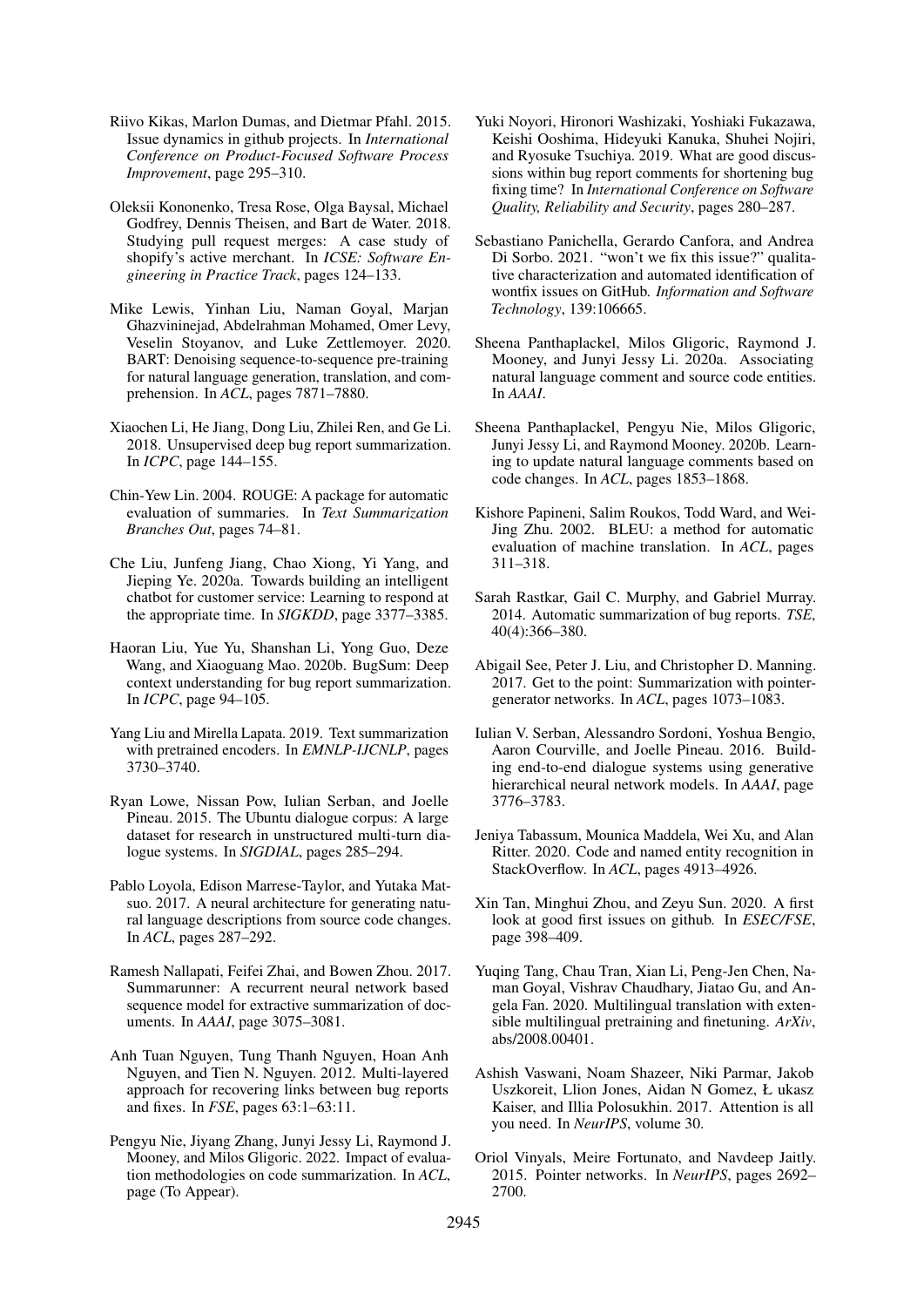Riivo Kikas, Marlon Dumas, and Dietmar Pfahl. 2015. Issue dynamics in github projects. In *International Conference on Product-Focused Software Process Improvement*, page 295–310.

Oleksii Kononenko, Tresa Rose, Olga Baysal, Michael Godfrey, Dennis Theisen, and Bart de Water. 2018. Studying pull request merges: A case study of shopify's active merchant. In *ICSE: Software Engineering in Practice Track*, pages 124–133.

Mike Lewis, Yinhan Liu, Naman Goyal, Marjan Ghazvininejad, Abdelrahman Mohamed, Omer Levy, Veselin Stoyanov, and Luke Zettlemoyer. 2020. BART: Denoising sequence-to-sequence pre-training for natural language generation, translation, and comprehension. In *ACL*, pages 7871–7880.

Xiaochen Li, He Jiang, Dong Liu, Zhilei Ren, and Ge Li. 2018. Unsupervised deep bug report summarization. In *ICPC*, page 144–155.

Chin-Yew Lin. 2004. ROUGE: A package for automatic evaluation of summaries. In *Text Summarization Branches Out*, pages 74–81.

Che Liu, Junfeng Jiang, Chao Xiong, Yi Yang, and Jieping Ye. 2020a. Towards building an intelligent chatbot for customer service: Learning to respond at the appropriate time. In *SIGKDD*, page 3377–3385.

Haoran Liu, Yue Yu, Shanshan Li, Yong Guo, Deze Wang, and Xiaoguang Mao. 2020b. BugSum: Deep context understanding for bug report summarization. In *ICPC*, page 94–105.

Yang Liu and Mirella Lapata. 2019. Text summarization with pretrained encoders. In *EMNLP-IJCNLP*, pages 3730–3740.

Ryan Lowe, Nissan Pow, Iulian Serban, and Joelle Pineau. 2015. The Ubuntu dialogue corpus: A large dataset for research in unstructured multi-turn dialogue systems. In *SIGDIAL*, pages 285–294.

Pablo Loyola, Edison Marrese-Taylor, and Yutaka Matsuo. 2017. A neural architecture for generating natural language descriptions from source code changes. In *ACL*, pages 287–292.

Ramesh Nallapati, Feifei Zhai, and Bowen Zhou. 2017. Summarunner: A recurrent neural network based sequence model for extractive summarization of documents. In *AAAI*, page 3075–3081.

Anh Tuan Nguyen, Tung Thanh Nguyen, Hoan Anh Nguyen, and Tien N. Nguyen. 2012. Multi-layered approach for recovering links between bug reports and fixes. In *FSE*, pages 63:1–63:11.

Pengyu Nie, Jiyang Zhang, Junyi Jessy Li, Raymond J. Mooney, and Milos Gligoric. 2022. Impact of evaluation methodologies on code summarization. In *ACL*, page (To Appear).

Yuki Noyori, Hironori Washizaki, Yoshiaki Fukazawa, Keishi Ooshima, Hideyuki Kanuka, Shuhei Nojiri, and Ryosuke Tsuchiya. 2019. What are good discussions within bug report comments for shortening bug fixing time? In *International Conference on Software Quality, Reliability and Security*, pages 280–287.

Sebastiano Panichella, Gerardo Canfora, and Andrea Di Sorbo. 2021. "won't we fix this issue?" qualitative characterization and automated identification of wontfix issues on GitHub. *Information and Software Technology*, 139:106665.

Sheena Panthaplackel, Milos Gligoric, Raymond J. Mooney, and Junyi Jessy Li. 2020a. Associating natural language comment and source code entities. In *AAAI*.

Sheena Panthaplackel, Pengyu Nie, Milos Gligoric, Junyi Jessy Li, and Raymond Mooney. 2020b. Learning to update natural language comments based on code changes. In *ACL*, pages 1853–1868.

Kishore Papineni, Salim Roukos, Todd Ward, and Wei-Jing Zhu. 2002. BLEU: a method for automatic evaluation of machine translation. In *ACL*, pages 311–318.

Sarah Rastkar, Gail C. Murphy, and Gabriel Murray. 2014. Automatic summarization of bug reports. *TSE*, 40(4):366–380.

Abigail See, Peter J. Liu, and Christopher D. Manning. 2017. Get to the point: Summarization with pointer-generator networks. In *ACL*, pages 1073–1083.

Iulian V. Serban, Alessandro Sordoni, Yoshua Bengio, Aaron Courville, and Joelle Pineau. 2016. Building end-to-end dialogue systems using generative hierarchical neural network models. In *AAAI*, page 3776–3783.

Jeniya Tabassum, Mounica Maddela, Wei Xu, and Alan Ritter. 2020. Code and named entity recognition in StackOverflow. In *ACL*, pages 4913–4926.

Xin Tan, Minghui Zhou, and Zeyu Sun. 2020. A first look at good first issues on github. In *ESEC/FSE*, page 398–409.

Yuqing Tang, Chau Tran, Xian Li, Peng-Jen Chen, Naman Goyal, Vishrav Chaudhary, Jiatao Gu, and Angela Fan. 2020. Multilingual translation with extensible multilingual pretraining and finetuning. *ArXiv*, abs/2008.00401.

Ashish Vaswani, Noam Shazeer, Niki Parmar, Jakob Uszkoreit, Llion Jones, Aidan N Gomez, Ł ukasz Kaiser, and Illia Polosukhin. 2017. Attention is all you need. In *NeurIPS*, volume 30.

Oriol Vinyals, Meire Fortunato, and Navdeep Jaitly. 2015. Pointer networks. In *NeurIPS*, pages 2692–2700.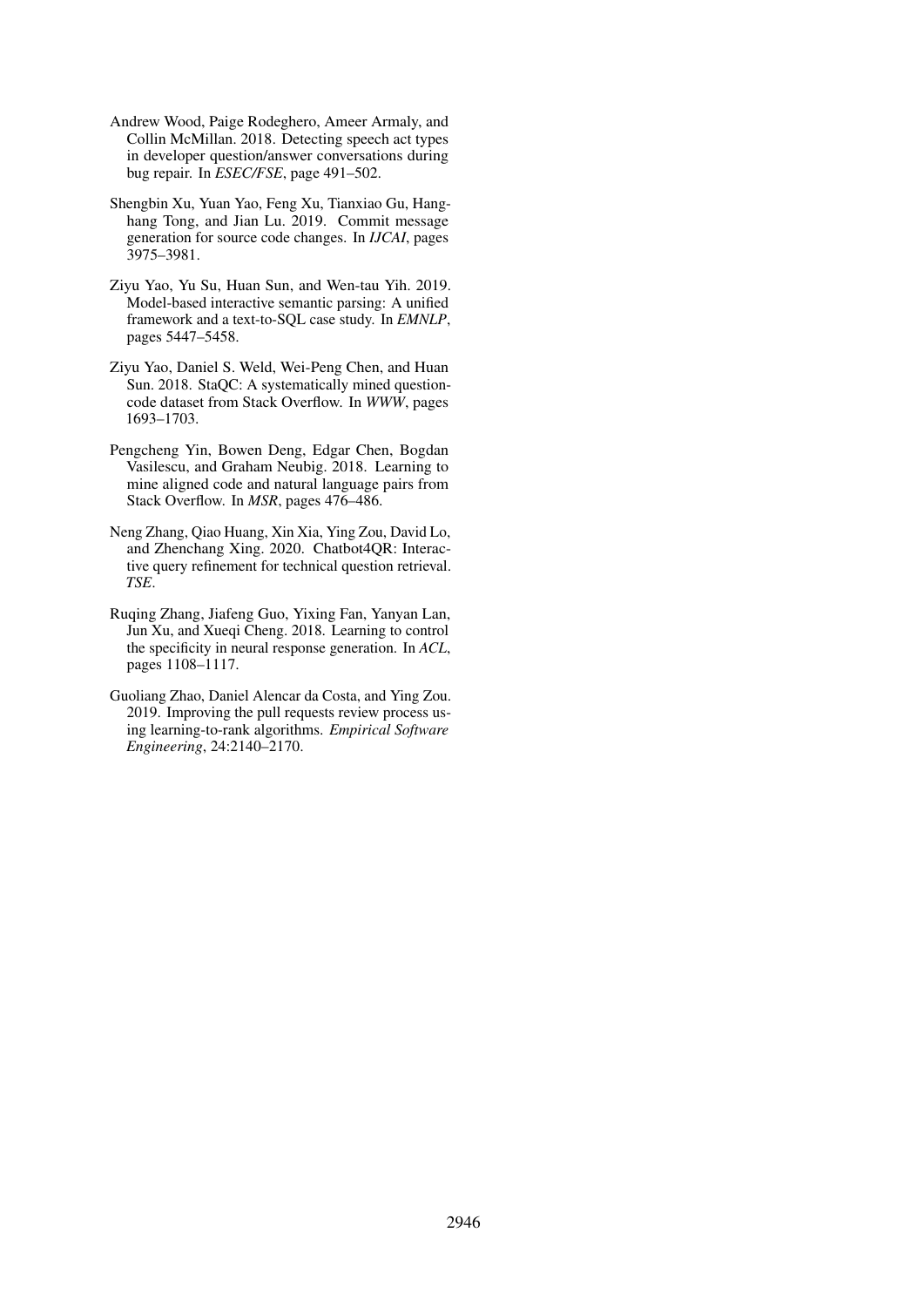Andrew Wood, Paige Rodeghero, Ameer Armaly, and Collin McMillan. 2018. Detecting speech act types in developer question/answer conversations during bug repair. In *ESEC/FSE*, page 491–502.

Shengbin Xu, Yuan Yao, Feng Xu, Tianxiao Gu, Hanghang Tong, and Jian Lu. 2019. Commit message generation for source code changes. In *IJCAI*, pages 3975–3981.

Ziyu Yao, Yu Su, Huan Sun, and Wen-tau Yih. 2019. Model-based interactive semantic parsing: A unified framework and a text-to-SQL case study. In *EMNLP*, pages 5447–5458.

Ziyu Yao, Daniel S. Weld, Wei-Peng Chen, and Huan Sun. 2018. StaQC: A systematically mined question-code dataset from Stack Overflow. In *WWW*, pages 1693–1703.

Pengcheng Yin, Bowen Deng, Edgar Chen, Bogdan Vasilescu, and Graham Neubig. 2018. Learning to mine aligned code and natural language pairs from Stack Overflow. In *MSR*, pages 476–486.

Neng Zhang, Qiao Huang, Xin Xia, Ying Zou, David Lo, and Zhenchang Xing. 2020. Chatbot4QR: Interactive query refinement for technical question retrieval. *TSE*.

Ruqing Zhang, Jiafeng Guo, Yixing Fan, Yanyan Lan, Jun Xu, and Xueqi Cheng. 2018. Learning to control the specificity in neural response generation. In *ACL*, pages 1108–1117.

Guoliang Zhao, Daniel Alencar da Costa, and Ying Zou. 2019. Improving the pull requests review process using learning-to-rank algorithms. *Empirical Software Engineering*, 24:2140–2170.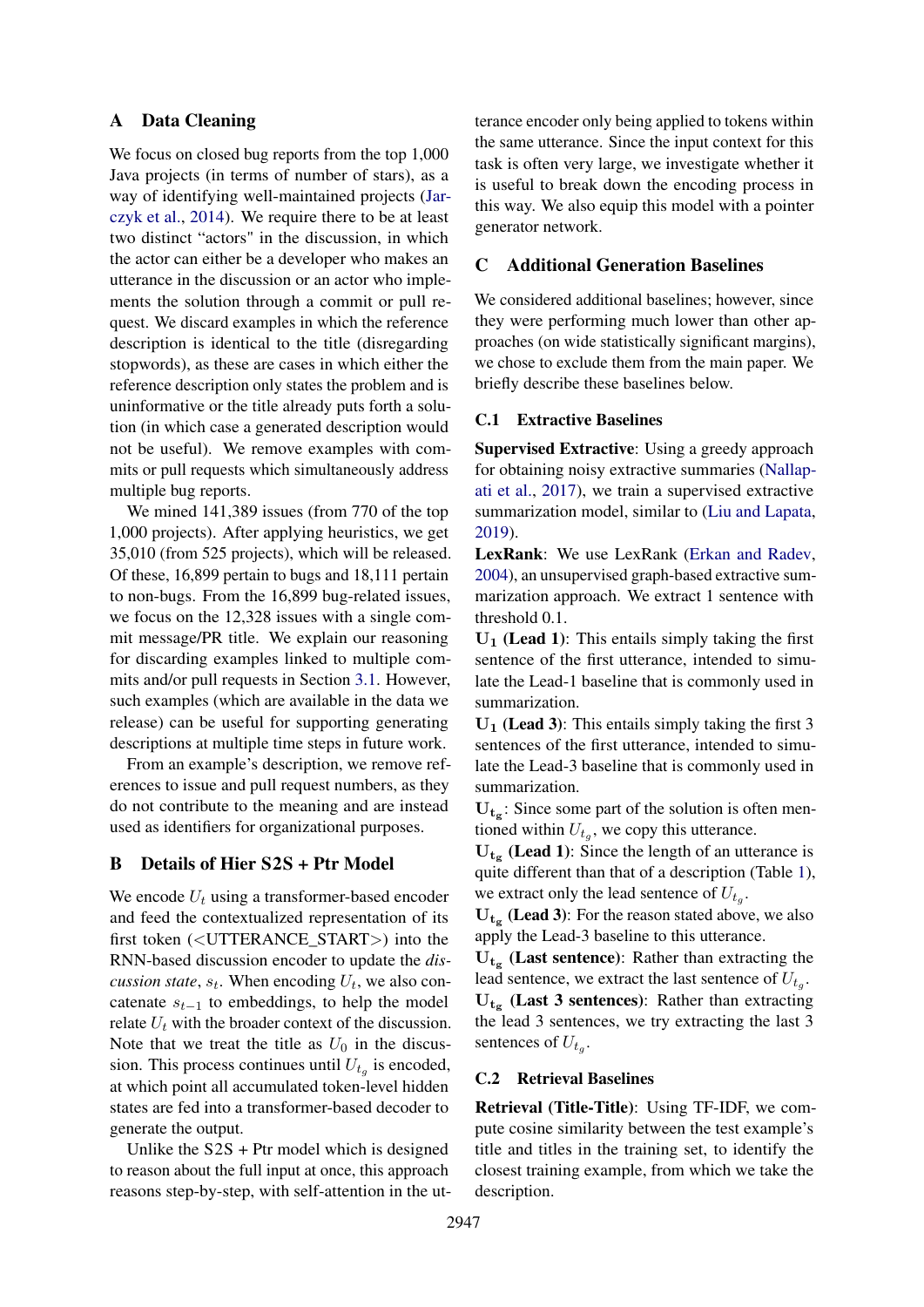# A Data Cleaning

We focus on closed bug reports from the top 1,000 Java projects (in terms of number of stars), as a way of identifying well-maintained projects (Jarczyk et al., 2014). We require there to be at least two distinct "actors" in the discussion, in which the actor can either be a developer who makes an utterance in the discussion or an actor who implements the solution through a commit or pull request. We discard examples in which the reference description is identical to the title (disregarding stopwords), as these are cases in which either the reference description only states the problem and is uninformative or the title already puts forth a solution (in which case a generated description would not be useful). We remove examples with commits or pull requests which simultaneously address multiple bug reports.

We mined 141,389 issues (from 770 of the top 1,000 projects). After applying heuristics, we get 35,010 (from 525 projects), which will be released. Of these, 16,899 pertain to bugs and 18,111 pertain to non-bugs. From the 16,899 bug-related issues, we focus on the 12,328 issues with a single commit message/PR title. We explain our reasoning for discarding examples linked to multiple commits and/or pull requests in Section 3.1. However, such examples (which are available in the data we release) can be useful for supporting generating descriptions at multiple time steps in future work.

From an example's description, we remove references to issue and pull request numbers, as they do not contribute to the meaning and are instead used as identifiers for organizational purposes.

# B Details of Hier S2S + Ptr Model

We encode $U_t$ using a transformer-based encoder and feed the contextualized representation of its first token (<UTTERANCE_START>) into the RNN-based discussion encoder to update the *discussion state*, $s_t$. When encoding $U_t$, we also concatenate $s_{t-1}$ to embeddings, to help the model relate $U_t$ with the broader context of the discussion. Note that we treat the title as $U_0$ in the discussion. This process continues until $U_{t_g}$ is encoded, at which point all accumulated token-level hidden states are fed into a transformer-based decoder to generate the output.

Unlike the S2S + Ptr model which is designed to reason about the full input at once, this approach reasons step-by-step, with self-attention in the utterance encoder only being applied to tokens within the same utterance. Since the input context for this task is often very large, we investigate whether it is useful to break down the encoding process in this way. We also equip this model with a pointer generator network.

# C Additional Generation Baselines

We considered additional baselines; however, since they were performing much lower than other approaches (on wide statistically significant margins), we chose to exclude them from the main paper. We briefly describe these baselines below.

## C.1 Extractive Baselines

**Supervised Extractive**: Using a greedy approach for obtaining noisy extractive summaries (Nallapati et al., 2017), we train a supervised extractive summarization model, similar to (Liu and Lapata, 2019).

**LexRank**: We use LexRank (Erkan and Radev, 2004), an unsupervised graph-based extractive summarization approach. We extract 1 sentence with threshold 0.1.

$\mathbf{U_1}$ **(Lead 1)**: This entails simply taking the first sentence of the first utterance, intended to simulate the Lead-1 baseline that is commonly used in summarization.

$\mathbf{U_1}$ **(Lead 3)**: This entails simply taking the first 3 sentences of the first utterance, intended to simulate the Lead-3 baseline that is commonly used in summarization.

$\mathbf{U_{t_g}}$: Since some part of the solution is often mentioned within $U_{t_g}$, we copy this utterance.

$\mathbf{U_{t_g}}$ **(Lead 1)**: Since the length of an utterance is quite different than that of a description (Table 1), we extract only the lead sentence of $U_{t_g}$.

$\mathbf{U_{t_g}}$ **(Lead 3)**: For the reason stated above, we also apply the Lead-3 baseline to this utterance.

$\mathbf{U_{t_g}}$ **(Last sentence)**: Rather than extracting the lead sentence, we extract the last sentence of $U_{t_g}$.

$\mathbf{U_{t_g}}$ **(Last 3 sentences)**: Rather than extracting the lead 3 sentences, we try extracting the last 3 sentences of $U_{t_g}$.

## C.2 Retrieval Baselines

**Retrieval (Title-Title)**: Using TF-IDF, we compute cosine similarity between the test example's title and titles in the training set, to identify the closest training example, from which we take the description.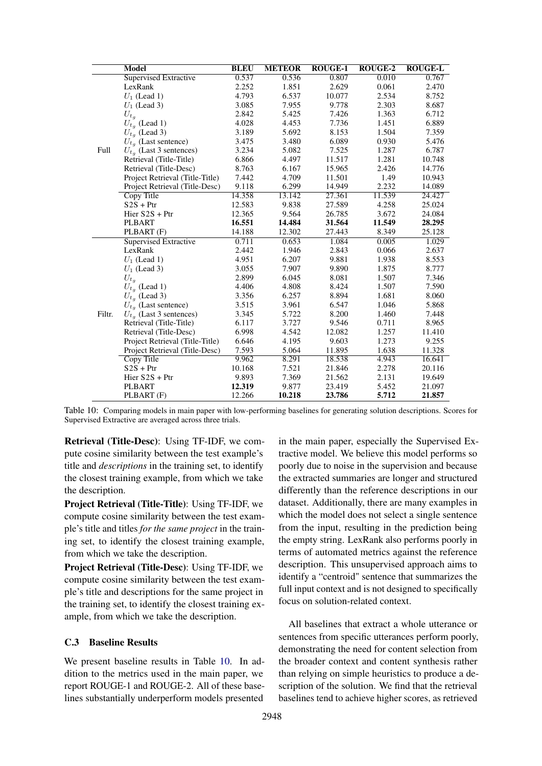| | Model | BLEU | METEOR | ROUGE-1 | ROUGE-2 | ROUGE-L |
|---|---|---|---|---|---|---|
| Full | Supervised Extractive | 0.537 | 0.536 | 0.807 | 0.010 | 0.767 |
| | LexRank | 2.252 | 1.851 | 2.629 | 0.061 | 2.470 |
| | $U_1$ (Lead 1) | 4.793 | 6.537 | 10.077 | 2.534 | 8.752 |
| | $U_1$ (Lead 3) | 3.085 | 7.955 | 9.778 | 2.303 | 8.687 |
| | $U_{t_g}$ | 2.842 | 5.425 | 7.426 | 1.363 | 6.712 |
| | $U_{t_g}$ (Lead 1) | 4.028 | 4.453 | 7.736 | 1.451 | 6.889 |
| | $U_{t_g}$ (Lead 3) | 3.189 | 5.692 | 8.153 | 1.504 | 7.359 |
| | $U_{t_g}$ (Last sentence) | 3.475 | 3.480 | 6.089 | 0.930 | 5.476 |
| | $U_{t_g}$ (Last 3 sentences) | 3.234 | 5.082 | 7.525 | 1.287 | 6.787 |
| | Retrieval (Title-Title) | 6.866 | 4.497 | 11.517 | 1.281 | 10.748 |
| | Retrieval (Title-Desc) | 8.763 | 6.167 | 15.965 | 2.426 | 14.776 |
| | Project Retrieval (Title-Title) | 7.442 | 4.709 | 11.501 | 1.49 | 10.943 |
| | Project Retrieval (Title-Desc) | 9.118 | 6.299 | 14.949 | 2.232 | 14.089 |
| | Copy Title | 14.358 | 13.142 | 27.361 | 11.539 | 24.427 |
| | S2S + Ptr | 12.583 | 9.838 | 27.589 | 4.258 | 25.024 |
| | Hier S2S + Ptr | 12.365 | 9.564 | 26.785 | 3.672 | 24.084 |
| | PLBART | **16.551** | **14.484** | **31.564** | **11.549** | **28.295** |
| | PLBART (F) | 14.188 | 12.302 | 27.443 | 8.349 | 25.128 |
| Filtr. | Supervised Extractive | 0.711 | 0.653 | 1.084 | 0.005 | 1.029 |
| | LexRank | 2.442 | 1.946 | 2.843 | 0.066 | 2.637 |
| | $U_1$ (Lead 1) | 4.951 | 6.207 | 9.881 | 1.938 | 8.553 |
| | $U_1$ (Lead 3) | 3.055 | 7.907 | 9.890 | 1.875 | 8.777 |
| | $U_{t_g}$ | 2.899 | 6.045 | 8.081 | 1.507 | 7.346 |
| | $U_{t_g}$ (Lead 1) | 4.406 | 4.808 | 8.424 | 1.507 | 7.590 |
| | $U_{t_g}$ (Lead 3) | 3.356 | 6.257 | 8.894 | 1.681 | 8.060 |
| | $U_{t_g}$ (Last sentence) | 3.515 | 3.961 | 6.547 | 1.046 | 5.868 |
| | $U_{t_g}$ (Last 3 sentences) | 3.345 | 5.722 | 8.200 | 1.460 | 7.448 |
| | Retrieval (Title-Title) | 6.117 | 3.727 | 9.546 | 0.711 | 8.965 |
| | Retrieval (Title-Desc) | 6.998 | 4.542 | 12.082 | 1.257 | 11.410 |
| | Project Retrieval (Title-Title) | 6.646 | 4.195 | 9.603 | 1.273 | 9.255 |
| | Project Retrieval (Title-Desc) | 7.593 | 5.064 | 11.895 | 1.638 | 11.328 |
| | Copy Title | 9.962 | 8.291 | 18.538 | 4.943 | 16.641 |
| | S2S + Ptr | 10.168 | 7.521 | 21.846 | 2.278 | 20.116 |
| | Hier S2S + Ptr | 9.893 | 7.369 | 21.562 | 2.131 | 19.649 |
| | PLBART | **12.319** | 9.877 | 23.419 | 5.452 | 21.097 |
| | PLBART (F) | 12.266 | **10.218** | **23.786** | **5.712** | **21.857** |

Table 10: Comparing models in main paper with low-performing baselines for generating solution descriptions. Scores for Supervised Extractive are averaged across three trials.

**Retrieval (Title-Desc)**: Using TF-IDF, we compute cosine similarity between the test example's title and *descriptions* in the training set, to identify the closest training example, from which we take the description.

**Project Retrieval (Title-Title)**: Using TF-IDF, we compute cosine similarity between the test example's title and titles *for the same project* in the training set, to identify the closest training example, from which we take the description.

**Project Retrieval (Title-Desc)**: Using TF-IDF, we compute cosine similarity between the test example's title and descriptions for the same project in the training set, to identify the closest training example, from which we take the description.

### C.3 Baseline Results

We present baseline results in Table 10. In addition to the metrics used in the main paper, we report ROUGE-1 and ROUGE-2. All of these baselines substantially underperform models presented in the main paper, especially the Supervised Extractive model. We believe this model performs so poorly due to noise in the supervision and because the extracted summaries are longer and structured differently than the reference descriptions in our dataset. Additionally, there are many examples in which the model does not select a single sentence from the input, resulting in the prediction being the empty string. LexRank also performs poorly in terms of automated metrics against the reference description. This unsupervised approach aims to identify a "centroid" sentence that summarizes the full input context and is not designed to specifically focus on solution-related context.

All baselines that extract a whole utterance or sentences from specific utterances perform poorly, demonstrating the need for content selection from the broader context and content synthesis rather than relying on simple heuristics to produce a description of the solution. We find that the retrieval baselines tend to achieve higher scores, as retrieved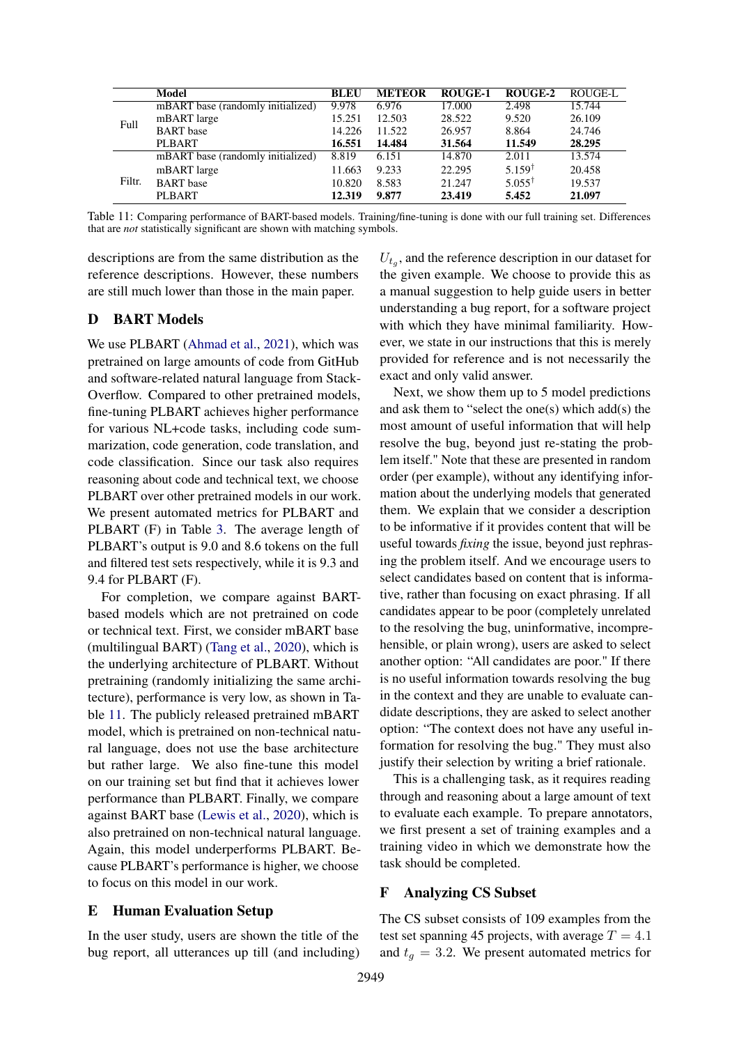| | Model | BLEU | METEOR | ROUGE-1 | ROUGE-2 | ROUGE-L |
|---|---|---|---|---|---|---|
| Full | mBART base (randomly initialized) | 9.978 | 6.976 | 17.000 | 2.498 | 15.744 |
| | mBART large | 15.251 | 12.503 | 28.522 | 9.520 | 26.109 |
| | BART base | 14.226 | 11.522 | 26.957 | 8.864 | 24.746 |
| | PLBART | **16.551** | **14.484** | **31.564** | **11.549** | **28.295** |
| Filtr. | mBART base (randomly initialized) | 8.819 | 6.151 | 14.870 | 2.011 | 13.574 |
| | mBART large | 11.663 | 9.233 | 22.295 | 5.159† | 20.458 |
| | BART base | 10.820 | 8.583 | 21.247 | 5.055† | 19.537 |
| | PLBART | **12.319** | **9.877** | **23.419** | **5.452** | **21.097** |

Table 11: Comparing performance of BART-based models. Training/fine-tuning is done with our full training set. Differences that are *not* statistically significant are shown with matching symbols.

descriptions are from the same distribution as the reference descriptions. However, these numbers are still much lower than those in the main paper.

## D BART Models

We use PLBART (Ahmad et al., 2021), which was pretrained on large amounts of code from GitHub and software-related natural language from StackOverflow. Compared to other pretrained models, fine-tuning PLBART achieves higher performance for various NL+code tasks, including code summarization, code generation, code translation, and code classification. Since our task also requires reasoning about code and technical text, we choose PLBART over other pretrained models in our work. We present automated metrics for PLBART and PLBART (F) in Table 3. The average length of PLBART's output is 9.0 and 8.6 tokens on the full and filtered test sets respectively, while it is 9.3 and 9.4 for PLBART (F).

For completion, we compare against BART-based models which are not pretrained on code or technical text. First, we consider mBART base (multilingual BART) (Tang et al., 2020), which is the underlying architecture of PLBART. Without pretraining (randomly initializing the same architecture), performance is very low, as shown in Table 11. The publicly released pretrained mBART model, which is pretrained on non-technical natural language, does not use the base architecture but rather large. We also fine-tune this model on our training set but find that it achieves lower performance than PLBART. Finally, we compare against BART base (Lewis et al., 2020), which is also pretrained on non-technical natural language. Again, this model underperforms PLBART. Because PLBART's performance is higher, we choose to focus on this model in our work.

## E Human Evaluation Setup

In the user study, users are shown the title of the bug report, all utterances up till (and including) $U_{t_g}$, and the reference description in our dataset for the given example. We choose to provide this as a manual suggestion to help guide users in better understanding a bug report, for a software project with which they have minimal familiarity. However, we state in our instructions that this is merely provided for reference and is not necessarily the exact and only valid answer.

Next, we show them up to 5 model predictions and ask them to "select the one(s) which add(s) the most amount of useful information that will help resolve the bug, beyond just re-stating the problem itself." Note that these are presented in random order (per example), without any identifying information about the underlying models that generated them. We explain that we consider a description to be informative if it provides content that will be useful towards *fixing* the issue, beyond just rephrasing the problem itself. And we encourage users to select candidates based on content that is informative, rather than focusing on exact phrasing. If all candidates appear to be poor (completely unrelated to the resolving the bug, uninformative, incomprehensible, or plain wrong), users are asked to select another option: "All candidates are poor." If there is no useful information towards resolving the bug in the context and they are unable to evaluate candidate descriptions, they are asked to select another option: "The context does not have any useful information for resolving the bug." They must also justify their selection by writing a brief rationale.

This is a challenging task, as it requires reading through and reasoning about a large amount of text to evaluate each example. To prepare annotators, we first present a set of training examples and a training video in which we demonstrate how the task should be completed.

## F Analyzing CS Subset

The CS subset consists of 109 examples from the test set spanning 45 projects, with average $T = 4.1$ and $t_g = 3.2$. We present automated metrics for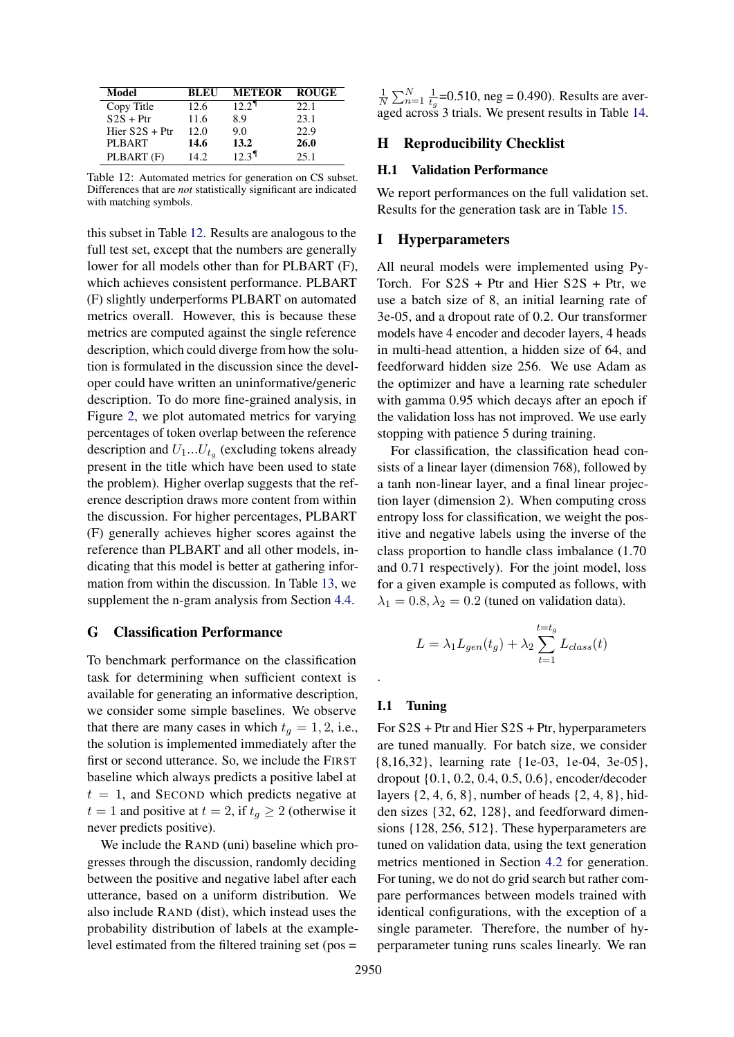| Model | BLEU | METEOR | ROUGE |
| --- | --- | --- | --- |
| Copy Title | 12.6 | 12.2[¶] | 22.1 |
| S2S + Ptr | 11.6 | 8.9 | 23.1 |
| Hier S2S + Ptr | 12.0 | 9.0 | 22.9 |
| PLBART | **14.6** | **13.2** | **26.0** |
| PLBART (F) | 14.2 | 12.3[¶] | 25.1 |

Table 12: Automated metrics for generation on CS subset. Differences that are *not* statistically significant are indicated with matching symbols.

this subset in Table 12. Results are analogous to the full test set, except that the numbers are generally lower for all models other than for PLBART (F), which achieves consistent performance. PLBART (F) slightly underperforms PLBART on automated metrics overall. However, this is because these metrics are computed against the single reference description, which could diverge from how the solution is formulated in the discussion since the developer could have written an uninformative/generic description. To do more fine-grained analysis, in Figure 2, we plot automated metrics for varying percentages of token overlap between the reference description and $U_1 ... U_{t_g}$ (excluding tokens already present in the title which have been used to state the problem). Higher overlap suggests that the reference description draws more content from within the discussion. For higher percentages, PLBART (F) generally achieves higher scores against the reference than PLBART and all other models, indicating that this model is better at gathering information from within the discussion. In Table 13, we supplement the n-gram analysis from Section 4.4.

## G Classification Performance

To benchmark performance on the classification task for determining when sufficient context is available for generating an informative description, we consider some simple baselines. We observe that there are many cases in which $t_g = 1, 2$, i.e., the solution is implemented immediately after the first or second utterance. So, we include the FIRST baseline which always predicts a positive label at $t = 1$, and SECOND which predicts negative at $t = 1$ and positive at $t = 2$, if $t_g \geq 2$ (otherwise it never predicts positive).

We include the RAND (uni) baseline which progresses through the discussion, randomly deciding between the positive and negative label after each utterance, based on a uniform distribution. We also include RAND (dist), which instead uses the probability distribution of labels at the example-level estimated from the filtered training set (pos = $\frac{1}{N}\sum_{n=1}^{N}\frac{1}{t_g}$=0.510, neg = 0.490). Results are averaged across 3 trials. We present results in Table 14.

## H Reproducibility Checklist

### H.1 Validation Performance

We report performances on the full validation set. Results for the generation task are in Table 15.

## I Hyperparameters

All neural models were implemented using PyTorch. For S2S + Ptr and Hier S2S + Ptr, we use a batch size of 8, an initial learning rate of 3e-05, and a dropout rate of 0.2. Our transformer models have 4 encoder and decoder layers, 4 heads in multi-head attention, a hidden size of 64, and feedforward hidden size 256. We use Adam as the optimizer and have a learning rate scheduler with gamma 0.95 which decays after an epoch if the validation loss has not improved. We use early stopping with patience 5 during training.

For classification, the classification head consists of a linear layer (dimension 768), followed by a tanh non-linear layer, and a final linear projection layer (dimension 2). When computing cross entropy loss for classification, we weight the positive and negative labels using the inverse of the class proportion to handle class imbalance (1.70 and 0.71 respectively). For the joint model, loss for a given example is computed as follows, with $\lambda_1 = 0.8, \lambda_2 = 0.2$ (tuned on validation data).

$$L = \lambda_1 L_{gen}(t_g) + \lambda_2 \sum_{t=1}^{t=t_g} L_{class}(t)$$

.

### I.1 Tuning

For S2S + Ptr and Hier S2S + Ptr, hyperparameters are tuned manually. For batch size, we consider {8,16,32}, learning rate {1e-03, 1e-04, 3e-05}, dropout {0.1, 0.2, 0.4, 0.5, 0.6}, encoder/decoder layers {2, 4, 6, 8}, number of heads {2, 4, 8}, hidden sizes {32, 62, 128}, and feedforward dimensions {128, 256, 512}. These hyperparameters are tuned on validation data, using the text generation metrics mentioned in Section 4.2 for generation. For tuning, we do not do grid search but rather compare performances between models trained with identical configurations, with the exception of a single parameter. Therefore, the number of hyperparameter tuning runs scales linearly. We ran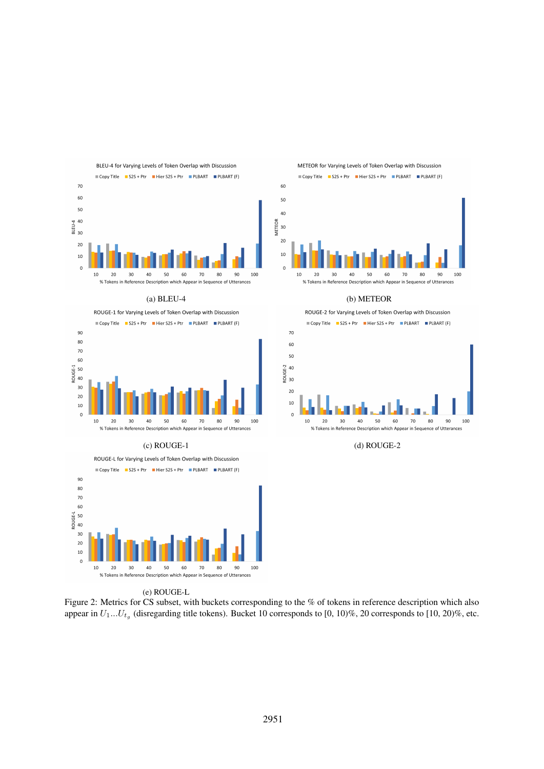(a) BLEU-4

(b) METEOR

(c) ROUGE-1

(d) ROUGE-2

(e) ROUGE-L

Figure 2: Metrics for CS subset, with buckets corresponding to the % of tokens in reference description which also appear in $U_1...U_{t_g}$ (disregarding title tokens). Bucket 10 corresponds to [0, 10)%, 20 corresponds to [10, 20)%, etc.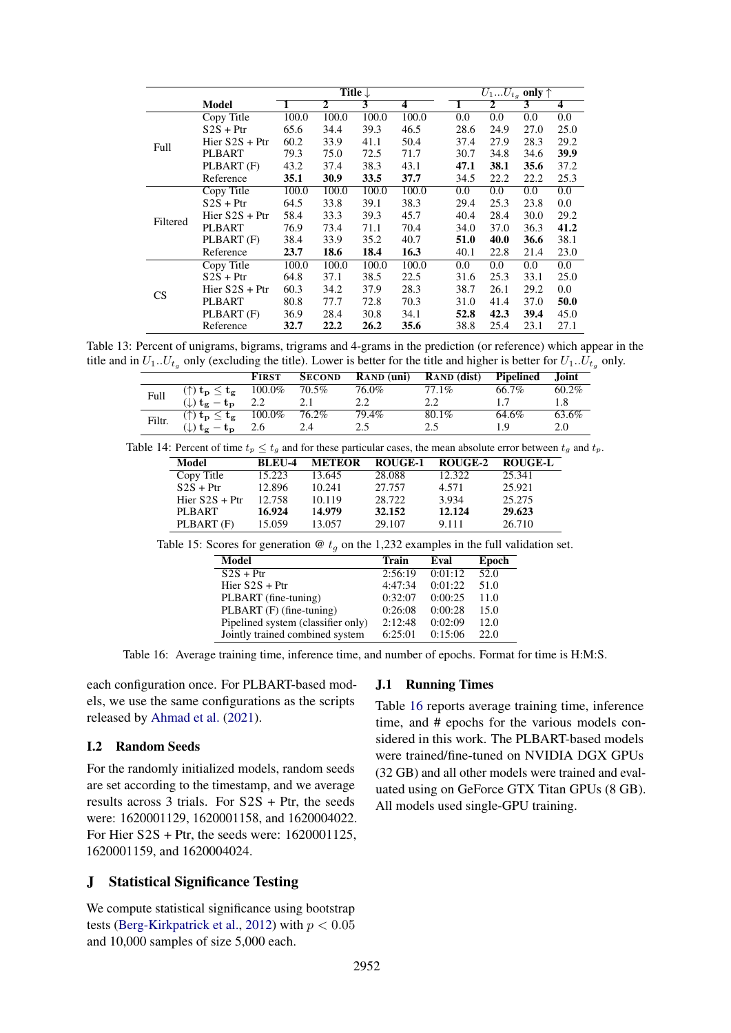| | Model | Title ↓ | | | | $U_1 ... U_{t_g}$ only ↑ | | | |
|---|---|---|---|---|---|---|---|---|---|
| | | **1** | **2** | **3** | **4** | **1** | **2** | **3** | **4** |
| Full | Copy Title | 100.0 | 100.0 | 100.0 | 100.0 | 0.0 | 0.0 | 0.0 | 0.0 |
| | S2S + Ptr | 65.6 | 34.4 | 39.3 | 46.5 | 28.6 | 24.9 | 27.0 | 25.0 |
| | Hier S2S + Ptr | 60.2 | 33.9 | 41.1 | 50.4 | 37.4 | 27.9 | 28.3 | 29.2 |
| | PLBART | 79.3 | 75.0 | 72.5 | 71.7 | 30.7 | 34.8 | 34.6 | **39.9** |
| | PLBART (F) | 43.2 | 37.4 | 38.3 | 43.1 | **47.1** | **38.1** | **35.6** | 37.2 |
| | Reference | **35.1** | **30.9** | **33.5** | **37.7** | 34.5 | 22.2 | 22.2 | 25.3 |
| Filtered | Copy Title | 100.0 | 100.0 | 100.0 | 100.0 | 0.0 | 0.0 | 0.0 | 0.0 |
| | S2S + Ptr | 64.5 | 33.8 | 39.1 | 38.3 | 29.4 | 25.3 | 23.8 | 0.0 |
| | Hier S2S + Ptr | 58.4 | 33.3 | 39.3 | 45.7 | 40.4 | 28.4 | 30.0 | 29.2 |
| | PLBART | 76.9 | 73.4 | 71.1 | 70.4 | 34.0 | 37.0 | 36.3 | **41.2** |
| | PLBART (F) | 38.4 | 33.9 | 35.2 | 40.7 | **51.0** | **40.0** | **36.6** | 38.1 |
| | Reference | **23.7** | **18.6** | **18.4** | **16.3** | 40.1 | 22.8 | 21.4 | 23.0 |
| CS | Copy Title | 100.0 | 100.0 | 100.0 | 100.0 | 0.0 | 0.0 | 0.0 | 0.0 |
| | S2S + Ptr | 64.8 | 37.1 | 38.5 | 22.5 | 31.6 | 25.3 | 33.1 | 25.0 |
| | Hier S2S + Ptr | 60.3 | 34.2 | 37.9 | 28.3 | 38.7 | 26.1 | 29.2 | 0.0 |
| | PLBART | 80.8 | 77.7 | 72.8 | 70.3 | 31.0 | 41.4 | 37.0 | **50.0** |
| | PLBART (F) | 36.9 | 28.4 | 30.8 | 34.1 | **52.8** | **42.3** | **39.4** | 45.0 |
| | Reference | **32.7** | **22.2** | **26.2** | **35.6** | 38.8 | 25.4 | 23.1 | 27.1 |

Table 13: Percent of unigrams, bigrams, trigrams and 4-grams in the prediction (or reference) which appear in the title and in $U_1..U_{t_g}$ only (excluding the title). Lower is better for the title and higher is better for $U_1..U_{t_g}$ only.

| | | First | Second | Rand (uni) | Rand (dist) | Pipelined | Joint |
|---|---|---|---|---|---|---|---|
| Full | (↑) $\mathbf{t_p \leq t_g}$ | 100.0% | 70.5% | 76.0% | 77.1% | 66.7% | 60.2% |
| | (↓) $\mathbf{t_g - t_p}$ | 2.2 | 2.1 | 2.2 | 2.2 | 1.7 | 1.8 |
| Filtr. | (↑) $\mathbf{t_p \leq t_g}$ | 100.0% | 76.2% | 79.4% | 80.1% | 64.6% | 63.6% |
| | (↓) $\mathbf{t_g - t_p}$ | 2.6 | 2.4 | 2.5 | 2.5 | 1.9 | 2.0 |

Table 14: Percent of time $t_p \leq t_g$ and for these particular cases, the mean absolute error between $t_g$ and $t_p$.

| Model | BLEU-4 | METEOR | ROUGE-1 | ROUGE-2 | ROUGE-L |
|---|---|---|---|---|---|
| Copy Title | 15.223 | 13.645 | 28.088 | 12.322 | 25.341 |
| S2S + Ptr | 12.896 | 10.241 | 27.757 | 4.571 | 25.921 |
| Hier S2S + Ptr | 12.758 | 10.119 | 28.722 | 3.934 | 25.275 |
| PLBART | **16.924** | **14.979** | **32.152** | **12.124** | **29.623** |
| PLBART (F) | 15.059 | 13.057 | 29.107 | 9.111 | 26.710 |

Table 15: Scores for generation @ $t_g$ on the 1,232 examples in the full validation set.

| Model | Train | Eval | Epoch |
|---|---|---|---|
| S2S + Ptr | 2:56:19 | 0:01:12 | 52.0 |
| Hier S2S + Ptr | 4:47:34 | 0:01:22 | 51.0 |
| PLBART (fine-tuning) | 0:32:07 | 0:00:25 | 11.0 |
| PLBART (F) (fine-tuning) | 0:26:08 | 0:00:28 | 15.0 |
| Pipelined system (classifier only) | 2:12:48 | 0:02:09 | 12.0 |
| Jointly trained combined system | 6:25:01 | 0:15:06 | 22.0 |

Table 16: Average training time, inference time, and number of epochs. Format for time is H:M:S.

each configuration once. For PLBART-based models, we use the same configurations as the scripts released by Ahmad et al. (2021).

### I.2 Random Seeds

For the randomly initialized models, random seeds are set according to the timestamp, and we average results across 3 trials. For S2S + Ptr, the seeds were: 1620001129, 1620001158, and 1620004022. For Hier S2S + Ptr, the seeds were: 1620001125, 1620001159, and 1620004024.

## J Statistical Significance Testing

We compute statistical significance using bootstrap tests (Berg-Kirkpatrick et al., 2012) with $p < 0.05$ and 10,000 samples of size 5,000 each.

### J.1 Running Times

Table 16 reports average training time, inference time, and # epochs for the various models considered in this work. The PLBART-based models were trained/fine-tuned on NVIDIA DGX GPUs (32 GB) and all other models were trained and evaluated using on GeForce GTX Titan GPUs (8 GB). All models used single-GPU training.